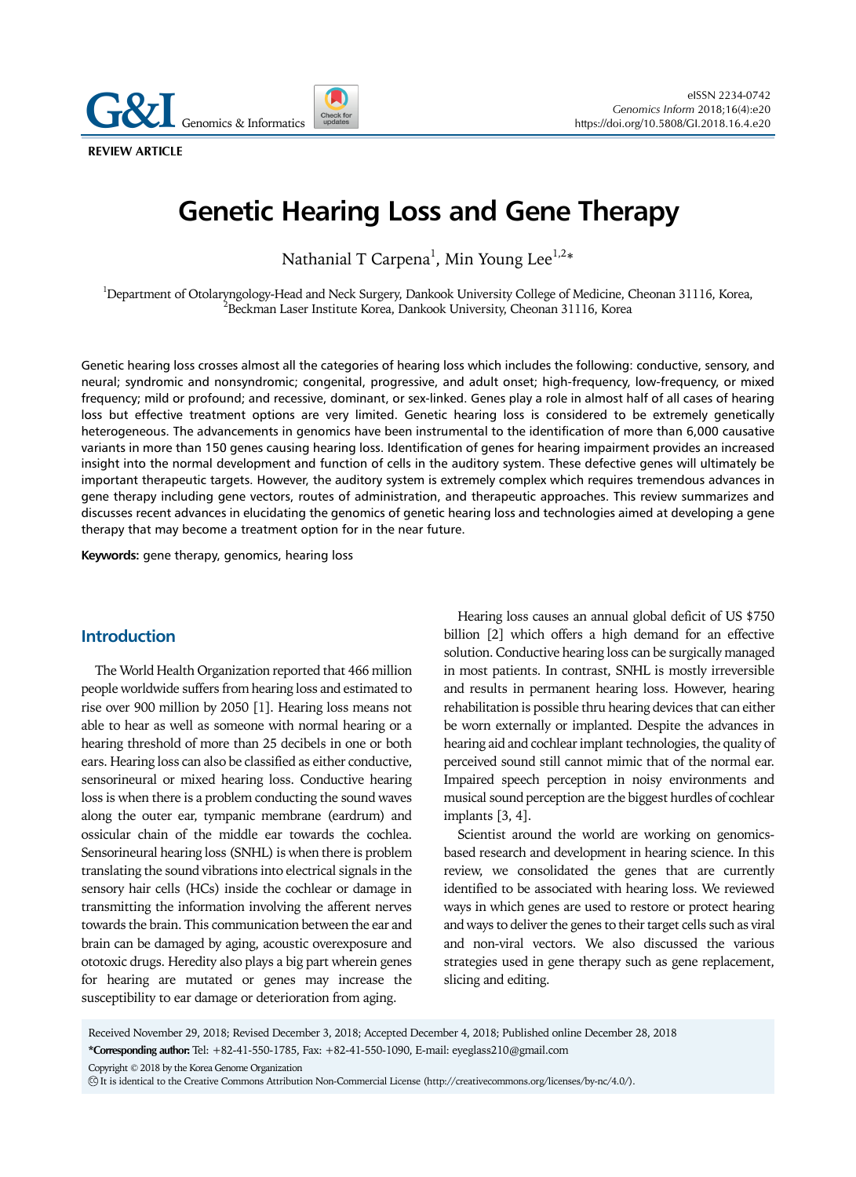REVIEW ARTICLE

# Genetic Hearing Loss and Gene Therapy

Nathanial T Carpena[1], Min Young Lee[1,2]*

[1]Department of Otolaryngology-Head and Neck Surgery, Dankook University College of Medicine, Cheonan 31116, Korea,
[2]Beckman Laser Institute Korea, Dankook University, Cheonan 31116, Korea

Genetic hearing loss crosses almost all the categories of hearing loss which includes the following: conductive, sensory, and neural; syndromic and nonsyndromic; congenital, progressive, and adult onset; high-frequency, low-frequency, or mixed frequency; mild or profound; and recessive, dominant, or sex-linked. Genes play a role in almost half of all cases of hearing loss but effective treatment options are very limited. Genetic hearing loss is considered to be extremely genetically heterogeneous. The advancements in genomics have been instrumental to the identification of more than 6,000 causative variants in more than 150 genes causing hearing loss. Identification of genes for hearing impairment provides an increased insight into the normal development and function of cells in the auditory system. These defective genes will ultimately be important therapeutic targets. However, the auditory system is extremely complex which requires tremendous advances in gene therapy including gene vectors, routes of administration, and therapeutic approaches. This review summarizes and discusses recent advances in elucidating the genomics of genetic hearing loss and technologies aimed at developing a gene therapy that may become a treatment option for in the near future.

**Keywords:** gene therapy, genomics, hearing loss

## Introduction

The World Health Organization reported that 466 million people worldwide suffers from hearing loss and estimated to rise over 900 million by 2050 [1]. Hearing loss means not able to hear as well as someone with normal hearing or a hearing threshold of more than 25 decibels in one or both ears. Hearing loss can also be classified as either conductive, sensorineural or mixed hearing loss. Conductive hearing loss is when there is a problem conducting the sound waves along the outer ear, tympanic membrane (eardrum) and ossicular chain of the middle ear towards the cochlea. Sensorineural hearing loss (SNHL) is when there is problem translating the sound vibrations into electrical signals in the sensory hair cells (HCs) inside the cochlear or damage in transmitting the information involving the afferent nerves towards the brain. This communication between the ear and brain can be damaged by aging, acoustic overexposure and ototoxic drugs. Heredity also plays a big part wherein genes for hearing are mutated or genes may increase the susceptibility to ear damage or deterioration from aging.

Hearing loss causes an annual global deficit of US $750 billion [2] which offers a high demand for an effective solution. Conductive hearing loss can be surgically managed in most patients. In contrast, SNHL is mostly irreversible and results in permanent hearing loss. However, hearing rehabilitation is possible thru hearing devices that can either be worn externally or implanted. Despite the advances in hearing aid and cochlear implant technologies, the quality of perceived sound still cannot mimic that of the normal ear. Impaired speech perception in noisy environments and musical sound perception are the biggest hurdles of cochlear implants [3, 4].

Scientist around the world are working on genomics-based research and development in hearing science. In this review, we consolidated the genes that are currently identified to be associated with hearing loss. We reviewed ways in which genes are used to restore or protect hearing and ways to deliver the genes to their target cells such as viral and non-viral vectors. We also discussed the various strategies used in gene therapy such as gene replacement, slicing and editing.

Received November 29, 2018; Revised December 3, 2018; Accepted December 4, 2018; Published online December 28, 2018

***Corresponding author:** Tel: +82-41-550-1785, Fax: +82-41-550-1090, E-mail: eyeglass210@gmail.com

Copyright © 2018 by the Korea Genome Organization

It is identical to the Creative Commons Attribution Non-Commercial License (http://creativecommons.org/licenses/by-nc/4.0/).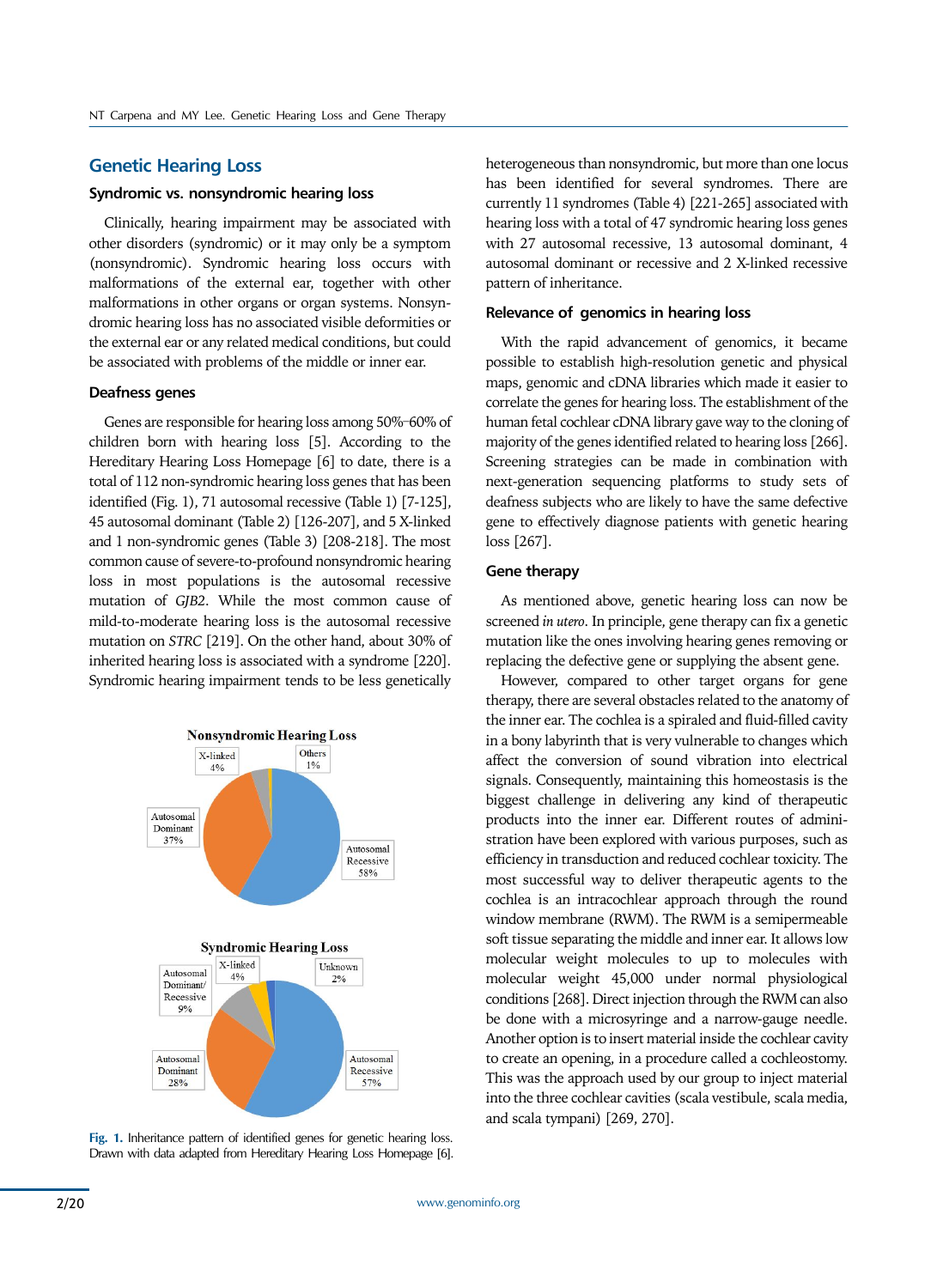## Genetic Hearing Loss

### Syndromic vs. nonsyndromic hearing loss

Clinically, hearing impairment may be associated with other disorders (syndromic) or it may only be a symptom (nonsyndromic). Syndromic hearing loss occurs with malformations of the external ear, together with other malformations in other organs or organ systems. Nonsyndromic hearing loss has no associated visible deformities or the external ear or any related medical conditions, but could be associated with problems of the middle or inner ear.

### Deafness genes

Genes are responsible for hearing loss among 50%–60% of children born with hearing loss [5]. According to the Hereditary Hearing Loss Homepage [6] to date, there is a total of 112 non-syndromic hearing loss genes that has been identified (Fig. 1), 71 autosomal recessive (Table 1) [7-125], 45 autosomal dominant (Table 2) [126-207], and 5 X-linked and 1 non-syndromic genes (Table 3) [208-218]. The most common cause of severe-to-profound nonsyndromic hearing loss in most populations is the autosomal recessive mutation of *GJB2*. While the most common cause of mild-to-moderate hearing loss is the autosomal recessive mutation on *STRC* [219]. On the other hand, about 30% of inherited hearing loss is associated with a syndrome [220]. Syndromic hearing impairment tends to be less genetically heterogeneous than nonsyndromic, but more than one locus has been identified for several syndromes. There are currently 11 syndromes (Table 4) [221-265] associated with hearing loss with a total of 47 syndromic hearing loss genes with 27 autosomal recessive, 13 autosomal dominant, 4 autosomal dominant or recessive and 2 X-linked recessive pattern of inheritance.

Nonsyndromic Hearing Loss: X-linked 4%; Others 1%; Autosomal Dominant 37%; Autosomal Recessive 58%

Syndromic Hearing Loss: X-linked 4%; Unknown 2%; Autosomal Dominant/Recessive 9%; Autosomal Dominant 28%; Autosomal Recessive 57%

**Fig. 1.** Inheritance pattern of identified genes for genetic hearing loss. Drawn with data adapted from Hereditary Hearing Loss Homepage [6].

### Relevance of genomics in hearing loss

With the rapid advancement of genomics, it became possible to establish high-resolution genetic and physical maps, genomic and cDNA libraries which made it easier to correlate the genes for hearing loss. The establishment of the human fetal cochlear cDNA library gave way to the cloning of majority of the genes identified related to hearing loss [266]. Screening strategies can be made in combination with next-generation sequencing platforms to study sets of deafness subjects who are likely to have the same defective gene to effectively diagnose patients with genetic hearing loss [267].

### Gene therapy

As mentioned above, genetic hearing loss can now be screened *in utero*. In principle, gene therapy can fix a genetic mutation like the ones involving hearing genes removing or replacing the defective gene or supplying the absent gene.

However, compared to other target organs for gene therapy, there are several obstacles related to the anatomy of the inner ear. The cochlea is a spiraled and fluid-filled cavity in a bony labyrinth that is very vulnerable to changes which affect the conversion of sound vibration into electrical signals. Consequently, maintaining this homeostasis is the biggest challenge in delivering any kind of therapeutic products into the inner ear. Different routes of administration have been explored with various purposes, such as efficiency in transduction and reduced cochlear toxicity. The most successful way to deliver therapeutic agents to the cochlea is an intracochlear approach through the round window membrane (RWM). The RWM is a semipermeable soft tissue separating the middle and inner ear. It allows low molecular weight molecules to up to molecules with molecular weight 45,000 under normal physiological conditions [268]. Direct injection through the RWM can also be done with a microsyringe and a narrow-gauge needle. Another option is to insert material inside the cochlear cavity to create an opening, in a procedure called a cochleostomy. This was the approach used by our group to inject material into the three cochlear cavities (scala vestibule, scala media, and scala tympani) [269, 270].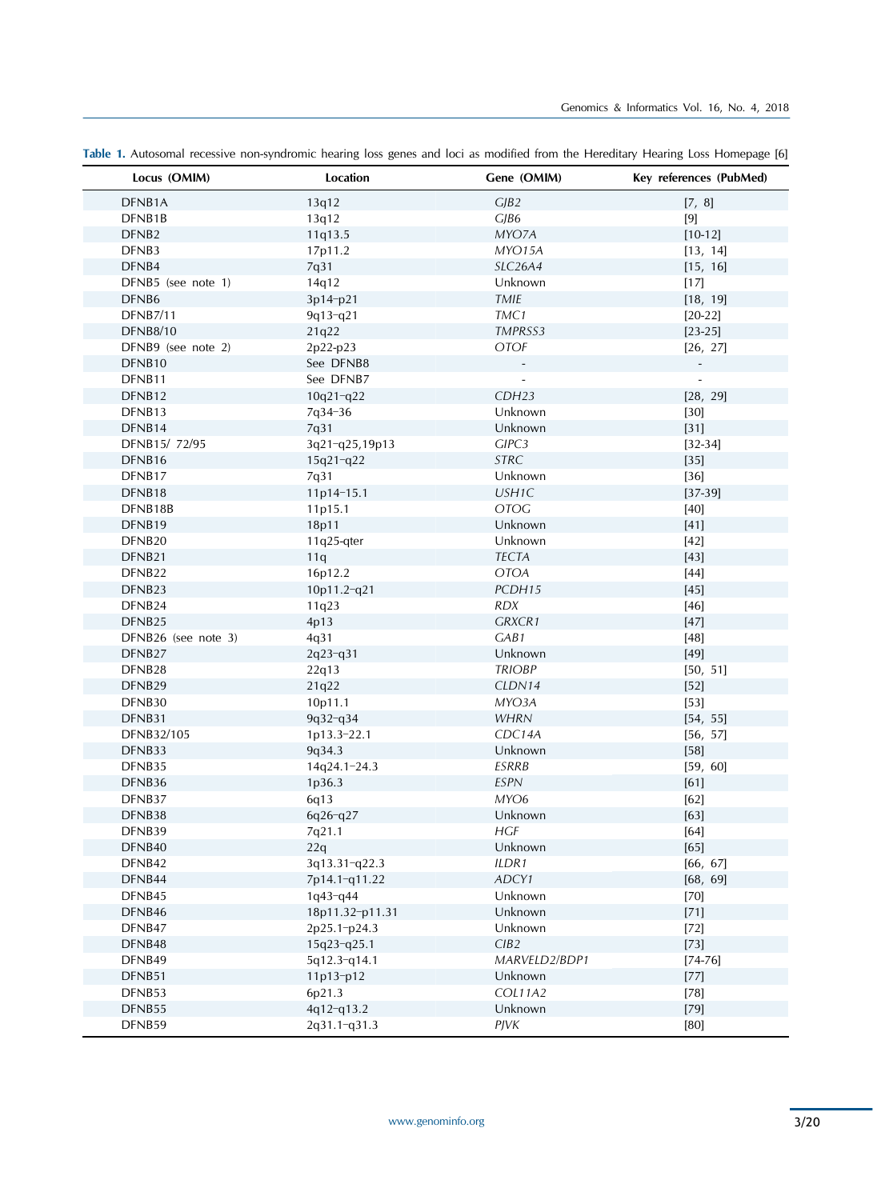**Table 1.** Autosomal recessive non-syndromic hearing loss genes and loci as modified from the Hereditary Hearing Loss Homepage [6]

| Locus (OMIM) | Location | Gene (OMIM) | Key references (PubMed) |
|---|---|---|---|
| DFNB1A | 13q12 | *GJB2* | [7, 8] |
| DFNB1B | 13q12 | *GJB6* | [9] |
| DFNB2 | 11q13.5 | *MYO7A* | [10-12] |
| DFNB3 | 17p11.2 | *MYO15A* | [13, 14] |
| DFNB4 | 7q31 | *SLC26A4* | [15, 16] |
| DFNB5 (see note 1) | 14q12 | Unknown | [17] |
| DFNB6 | 3p14–p21 | *TMIE* | [18, 19] |
| DFNB7/11 | 9q13–q21 | *TMC1* | [20-22] |
| DFNB8/10 | 21q22 | *TMPRSS3* | [23-25] |
| DFNB9 (see note 2) | 2p22-p23 | *OTOF* | [26, 27] |
| DFNB10 | See DFNB8 | - | - |
| DFNB11 | See DFNB7 | - | - |
| DFNB12 | 10q21–q22 | *CDH23* | [28, 29] |
| DFNB13 | 7q34–36 | Unknown | [30] |
| DFNB14 | 7q31 | Unknown | [31] |
| DFNB15/ 72/95 | 3q21–q25,19p13 | *GIPC3* | [32-34] |
| DFNB16 | 15q21–q22 | *STRC* | [35] |
| DFNB17 | 7q31 | Unknown | [36] |
| DFNB18 | 11p14–15.1 | *USH1C* | [37-39] |
| DFNB18B | 11p15.1 | *OTOG* | [40] |
| DFNB19 | 18p11 | Unknown | [41] |
| DFNB20 | 11q25-qter | Unknown | [42] |
| DFNB21 | 11q | *TECTA* | [43] |
| DFNB22 | 16p12.2 | *OTOA* | [44] |
| DFNB23 | 10p11.2–q21 | *PCDH15* | [45] |
| DFNB24 | 11q23 | *RDX* | [46] |
| DFNB25 | 4p13 | *GRXCR1* | [47] |
| DFNB26 (see note 3) | 4q31 | *GAB1* | [48] |
| DFNB27 | 2q23–q31 | Unknown | [49] |
| DFNB28 | 22q13 | *TRIOBP* | [50, 51] |
| DFNB29 | 21q22 | *CLDN14* | [52] |
| DFNB30 | 10p11.1 | *MYO3A* | [53] |
| DFNB31 | 9q32–q34 | *WHRN* | [54, 55] |
| DFNB32/105 | 1p13.3–22.1 | *CDC14A* | [56, 57] |
| DFNB33 | 9q34.3 | Unknown | [58] |
| DFNB35 | 14q24.1–24.3 | *ESRRB* | [59, 60] |
| DFNB36 | 1p36.3 | *ESPN* | [61] |
| DFNB37 | 6q13 | *MYO6* | [62] |
| DFNB38 | 6q26–q27 | Unknown | [63] |
| DFNB39 | 7q21.1 | *HGF* | [64] |
| DFNB40 | 22q | Unknown | [65] |
| DFNB42 | 3q13.31–q22.3 | *ILDR1* | [66, 67] |
| DFNB44 | 7p14.1–q11.22 | *ADCY1* | [68, 69] |
| DFNB45 | 1q43–q44 | Unknown | [70] |
| DFNB46 | 18p11.32–p11.31 | Unknown | [71] |
| DFNB47 | 2p25.1–p24.3 | Unknown | [72] |
| DFNB48 | 15q23–q25.1 | *CIB2* | [73] |
| DFNB49 | 5q12.3–q14.1 | *MARVELD2/BDP1* | [74-76] |
| DFNB51 | 11p13–p12 | Unknown | [77] |
| DFNB53 | 6p21.3 | *COL11A2* | [78] |
| DFNB55 | 4q12–q13.2 | Unknown | [79] |
| DFNB59 | 2q31.1–q31.3 | *PJVK* | [80] |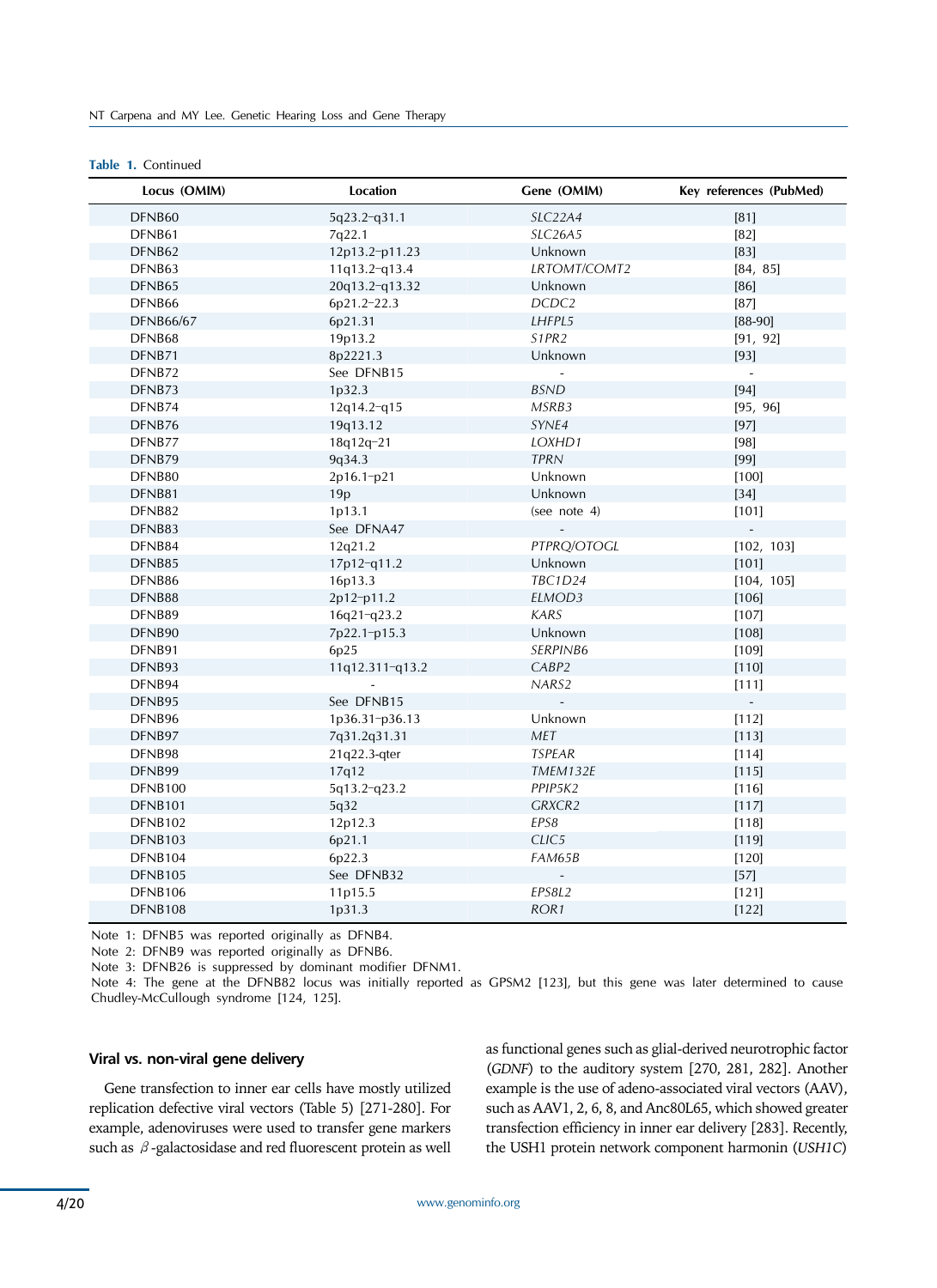**Table 1.** Continued

| Locus (OMIM) | Location | Gene (OMIM) | Key references (PubMed) |
|---|---|---|---|
| DFNB60 | 5q23.2–q31.1 | *SLC22A4* | [81] |
| DFNB61 | 7q22.1 | *SLC26A5* | [82] |
| DFNB62 | 12p13.2–p11.23 | Unknown | [83] |
| DFNB63 | 11q13.2–q13.4 | *LRTOMT/COMT2* | [84, 85] |
| DFNB65 | 20q13.2–q13.32 | Unknown | [86] |
| DFNB66 | 6p21.2–22.3 | *DCDC2* | [87] |
| DFNB66/67 | 6p21.31 | *LHFPL5* | [88-90] |
| DFNB68 | 19p13.2 | *S1PR2* | [91, 92] |
| DFNB71 | 8p2221.3 | Unknown | [93] |
| DFNB72 | See DFNB15 | - | - |
| DFNB73 | 1p32.3 | *BSND* | [94] |
| DFNB74 | 12q14.2–q15 | *MSRB3* | [95, 96] |
| DFNB76 | 19q13.12 | *SYNE4* | [97] |
| DFNB77 | 18q12q–21 | *LOXHD1* | [98] |
| DFNB79 | 9q34.3 | *TPRN* | [99] |
| DFNB80 | 2p16.1–p21 | Unknown | [100] |
| DFNB81 | 19p | Unknown | [34] |
| DFNB82 | 1p13.1 | (see note 4) | [101] |
| DFNB83 | See DFNA47 | - | - |
| DFNB84 | 12q21.2 | *PTPRQ/OTOGL* | [102, 103] |
| DFNB85 | 17p12–q11.2 | Unknown | [101] |
| DFNB86 | 16p13.3 | *TBC1D24* | [104, 105] |
| DFNB88 | 2p12–p11.2 | *ELMOD3* | [106] |
| DFNB89 | 16q21–q23.2 | *KARS* | [107] |
| DFNB90 | 7p22.1–p15.3 | Unknown | [108] |
| DFNB91 | 6p25 | *SERPINB6* | [109] |
| DFNB93 | 11q12.311–q13.2 | *CABP2* | [110] |
| DFNB94 | - | *NARS2* | [111] |
| DFNB95 | See DFNB15 | - | - |
| DFNB96 | 1p36.31–p36.13 | Unknown | [112] |
| DFNB97 | 7q31.2q31.31 | *MET* | [113] |
| DFNB98 | 21q22.3-qter | *TSPEAR* | [114] |
| DFNB99 | 17q12 | *TMEM132E* | [115] |
| DFNB100 | 5q13.2–q23.2 | *PPIP5K2* | [116] |
| DFNB101 | 5q32 | *GRXCR2* | [117] |
| DFNB102 | 12p12.3 | *EPS8* | [118] |
| DFNB103 | 6p21.1 | *CLIC5* | [119] |
| DFNB104 | 6p22.3 | *FAM65B* | [120] |
| DFNB105 | See DFNB32 | - | [57] |
| DFNB106 | 11p15.5 | *EPS8L2* | [121] |
| DFNB108 | 1p31.3 | *ROR1* | [122] |

Note 1: DFNB5 was reported originally as DFNB4.
Note 2: DFNB9 was reported originally as DFNB6.
Note 3: DFNB26 is suppressed by dominant modifier DFNM1.
Note 4: The gene at the DFNB82 locus was initially reported as GPSM2 [123], but this gene was later determined to cause Chudley-McCullough syndrome [124, 125].

### Viral vs. non-viral gene delivery

Gene transfection to inner ear cells have mostly utilized replication defective viral vectors (Table 5) [271-280]. For example, adenoviruses were used to transfer gene markers such as $\beta$-galactosidase and red fluorescent protein as well as functional genes such as glial-derived neurotrophic factor (*GDNF*) to the auditory system [270, 281, 282]. Another example is the use of adeno-associated viral vectors (AAV), such as AAV1, 2, 6, 8, and Anc80L65, which showed greater transfection efficiency in inner ear delivery [283]. Recently, the USH1 protein network component harmonin (*USH1C*)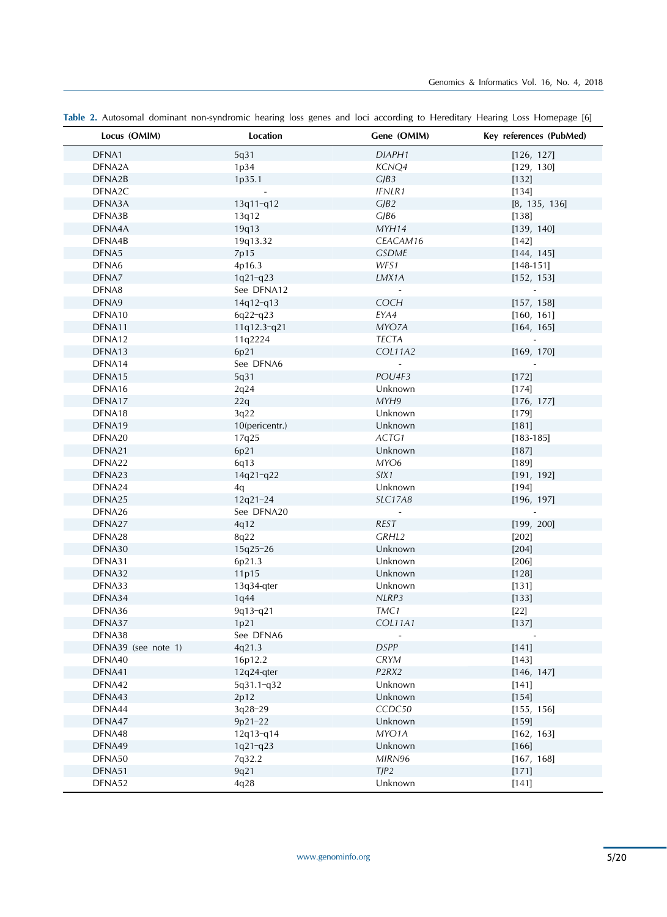**Table 2.** Autosomal dominant non-syndromic hearing loss genes and loci according to Hereditary Hearing Loss Homepage [6]

| Locus (OMIM) | Location | Gene (OMIM) | Key references (PubMed) |
|---|---|---|---|
| DFNA1 | 5q31 | *DIAPH1* | [126, 127] |
| DFNA2A | 1p34 | *KCNQ4* | [129, 130] |
| DFNA2B | 1p35.1 | *GJB3* | [132] |
| DFNA2C | - | *IFNLR1* | [134] |
| DFNA3A | 13q11–q12 | *GJB2* | [8, 135, 136] |
| DFNA3B | 13q12 | *GJB6* | [138] |
| DFNA4A | 19q13 | *MYH14* | [139, 140] |
| DFNA4B | 19q13.32 | *CEACAM16* | [142] |
| DFNA5 | 7p15 | *GSDME* | [144, 145] |
| DFNA6 | 4p16.3 | *WFS1* | [148-151] |
| DFNA7 | 1q21–q23 | *LMX1A* | [152, 153] |
| DFNA8 | See DFNA12 | - | - |
| DFNA9 | 14q12–q13 | *COCH* | [157, 158] |
| DFNA10 | 6q22–q23 | *EYA4* | [160, 161] |
| DFNA11 | 11q12.3–q21 | *MYO7A* | [164, 165] |
| DFNA12 | 11q2224 | *TECTA* | - |
| DFNA13 | 6p21 | *COL11A2* | [169, 170] |
| DFNA14 | See DFNA6 | - | - |
| DFNA15 | 5q31 | *POU4F3* | [172] |
| DFNA16 | 2q24 | Unknown | [174] |
| DFNA17 | 22q | *MYH9* | [176, 177] |
| DFNA18 | 3q22 | Unknown | [179] |
| DFNA19 | 10(pericentr.) | Unknown | [181] |
| DFNA20 | 17q25 | *ACTG1* | [183-185] |
| DFNA21 | 6p21 | Unknown | [187] |
| DFNA22 | 6q13 | *MYO6* | [189] |
| DFNA23 | 14q21–q22 | *SIX1* | [191, 192] |
| DFNA24 | 4q | Unknown | [194] |
| DFNA25 | 12q21–24 | *SLC17A8* | [196, 197] |
| DFNA26 | See DFNA20 | - | - |
| DFNA27 | 4q12 | *REST* | [199, 200] |
| DFNA28 | 8q22 | *GRHL2* | [202] |
| DFNA30 | 15q25–26 | Unknown | [204] |
| DFNA31 | 6p21.3 | Unknown | [206] |
| DFNA32 | 11p15 | Unknown | [128] |
| DFNA33 | 13q34-qter | Unknown | [131] |
| DFNA34 | 1q44 | *NLRP3* | [133] |
| DFNA36 | 9q13–q21 | *TMC1* | [22] |
| DFNA37 | 1p21 | *COL11A1* | [137] |
| DFNA38 | See DFNA6 | - | - |
| DFNA39 (see note 1) | 4q21.3 | *DSPP* | [141] |
| DFNA40 | 16p12.2 | *CRYM* | [143] |
| DFNA41 | 12q24-qter | *P2RX2* | [146, 147] |
| DFNA42 | 5q31.1–q32 | Unknown | [141] |
| DFNA43 | 2p12 | Unknown | [154] |
| DFNA44 | 3q28–29 | *CCDC50* | [155, 156] |
| DFNA47 | 9p21–22 | Unknown | [159] |
| DFNA48 | 12q13–q14 | *MYO1A* | [162, 163] |
| DFNA49 | 1q21–q23 | Unknown | [166] |
| DFNA50 | 7q32.2 | *MIRN96* | [167, 168] |
| DFNA51 | 9q21 | *TJP2* | [171] |
| DFNA52 | 4q28 | Unknown | [141] |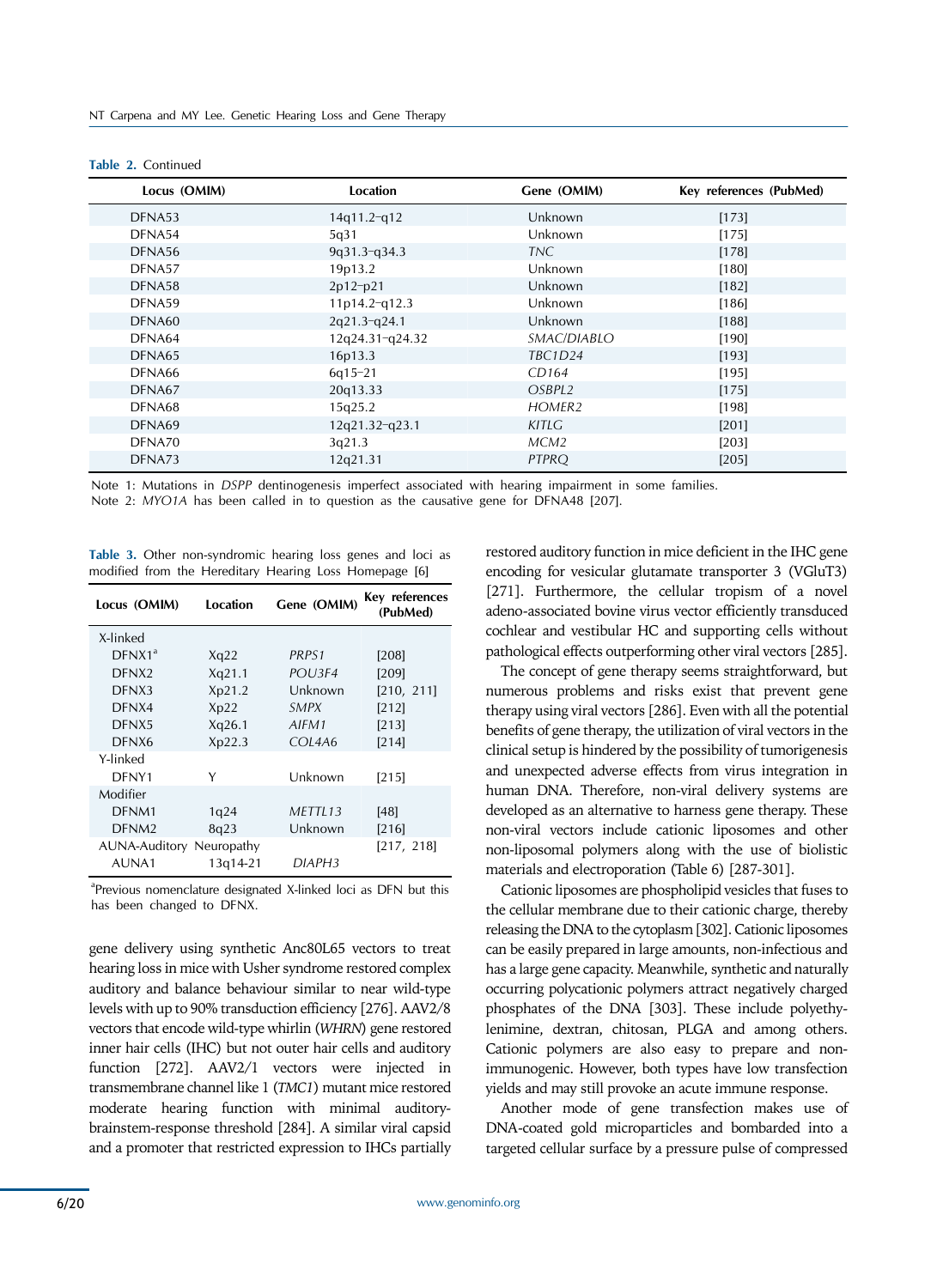**Table 2.** Continued

| Locus (OMIM) | Location | Gene (OMIM) | Key references (PubMed) |
|---|---|---|---|
| DFNA53 | 14q11.2–q12 | Unknown | [173] |
| DFNA54 | 5q31 | Unknown | [175] |
| DFNA56 | 9q31.3–q34.3 | *TNC* | [178] |
| DFNA57 | 19p13.2 | Unknown | [180] |
| DFNA58 | 2p12–p21 | Unknown | [182] |
| DFNA59 | 11p14.2–q12.3 | Unknown | [186] |
| DFNA60 | 2q21.3–q24.1 | Unknown | [188] |
| DFNA64 | 12q24.31–q24.32 | *SMAC/DIABLO* | [190] |
| DFNA65 | 16p13.3 | *TBC1D24* | [193] |
| DFNA66 | 6q15–21 | *CD164* | [195] |
| DFNA67 | 20q13.33 | *OSBPL2* | [175] |
| DFNA68 | 15q25.2 | *HOMER2* | [198] |
| DFNA69 | 12q21.32–q23.1 | *KITLG* | [201] |
| DFNA70 | 3q21.3 | *MCM2* | [203] |
| DFNA73 | 12q21.31 | *PTPRQ* | [205] |

Note 1: Mutations in *DSPP* dentinogenesis imperfect associated with hearing impairment in some families.
Note 2: *MYO1A* has been called in to question as the causative gene for DFNA48 [207].

**Table 3.** Other non-syndromic hearing loss genes and loci as modified from the Hereditary Hearing Loss Homepage [6]

| Locus (OMIM) | Location | Gene (OMIM) | Key references (PubMed) |
|---|---|---|---|
| X-linked | | | |
| DFNX1[a] | Xq22 | *PRPS1* | [208] |
| DFNX2 | Xq21.1 | *POU3F4* | [209] |
| DFNX3 | Xp21.2 | Unknown | [210, 211] |
| DFNX4 | Xp22 | *SMPX* | [212] |
| DFNX5 | Xq26.1 | *AIFM1* | [213] |
| DFNX6 | Xp22.3 | *COL4A6* | [214] |
| Y-linked | | | |
| DFNY1 | Y | Unknown | [215] |
| Modifier | | | |
| DFNM1 | 1q24 | *METTL13* | [48] |
| DFNM2 | 8q23 | Unknown | [216] |
| AUNA-Auditory Neuropathy | | | [217, 218] |
| AUNA1 | 13q14-21 | *DIAPH3* | |

[a]Previous nomenclature designated X-linked loci as DFN but this has been changed to DFNX.

gene delivery using synthetic Anc80L65 vectors to treat hearing loss in mice with Usher syndrome restored complex auditory and balance behaviour similar to near wild-type levels with up to 90% transduction efficiency [276]. AAV2/8 vectors that encode wild-type whirlin (*WHRN*) gene restored inner hair cells (IHC) but not outer hair cells and auditory function [272]. AAV2/1 vectors were injected in transmembrane channel like 1 (*TMC1*) mutant mice restored moderate hearing function with minimal auditory-brainstem-response threshold [284]. A similar viral capsid and a promoter that restricted expression to IHCs partially restored auditory function in mice deficient in the IHC gene encoding for vesicular glutamate transporter 3 (VGluT3) [271]. Furthermore, the cellular tropism of a novel adeno-associated bovine virus vector efficiently transduced cochlear and vestibular HC and supporting cells without pathological effects outperforming other viral vectors [285].

The concept of gene therapy seems straightforward, but numerous problems and risks exist that prevent gene therapy using viral vectors [286]. Even with all the potential benefits of gene therapy, the utilization of viral vectors in the clinical setup is hindered by the possibility of tumorigenesis and unexpected adverse effects from virus integration in human DNA. Therefore, non-viral delivery systems are developed as an alternative to harness gene therapy. These non-viral vectors include cationic liposomes and other non-liposomal polymers along with the use of biolistic materials and electroporation (Table 6) [287-301].

Cationic liposomes are phospholipid vesicles that fuses to the cellular membrane due to their cationic charge, thereby releasing the DNA to the cytoplasm [302]. Cationic liposomes can be easily prepared in large amounts, non-infectious and has a large gene capacity. Meanwhile, synthetic and naturally occurring polycationic polymers attract negatively charged phosphates of the DNA [303]. These include polyethylenimine, dextran, chitosan, PLGA and among others. Cationic polymers are also easy to prepare and non-immunogenic. However, both types have low transfection yields and may still provoke an acute immune response.

Another mode of gene transfection makes use of DNA-coated gold microparticles and bombarded into a targeted cellular surface by a pressure pulse of compressed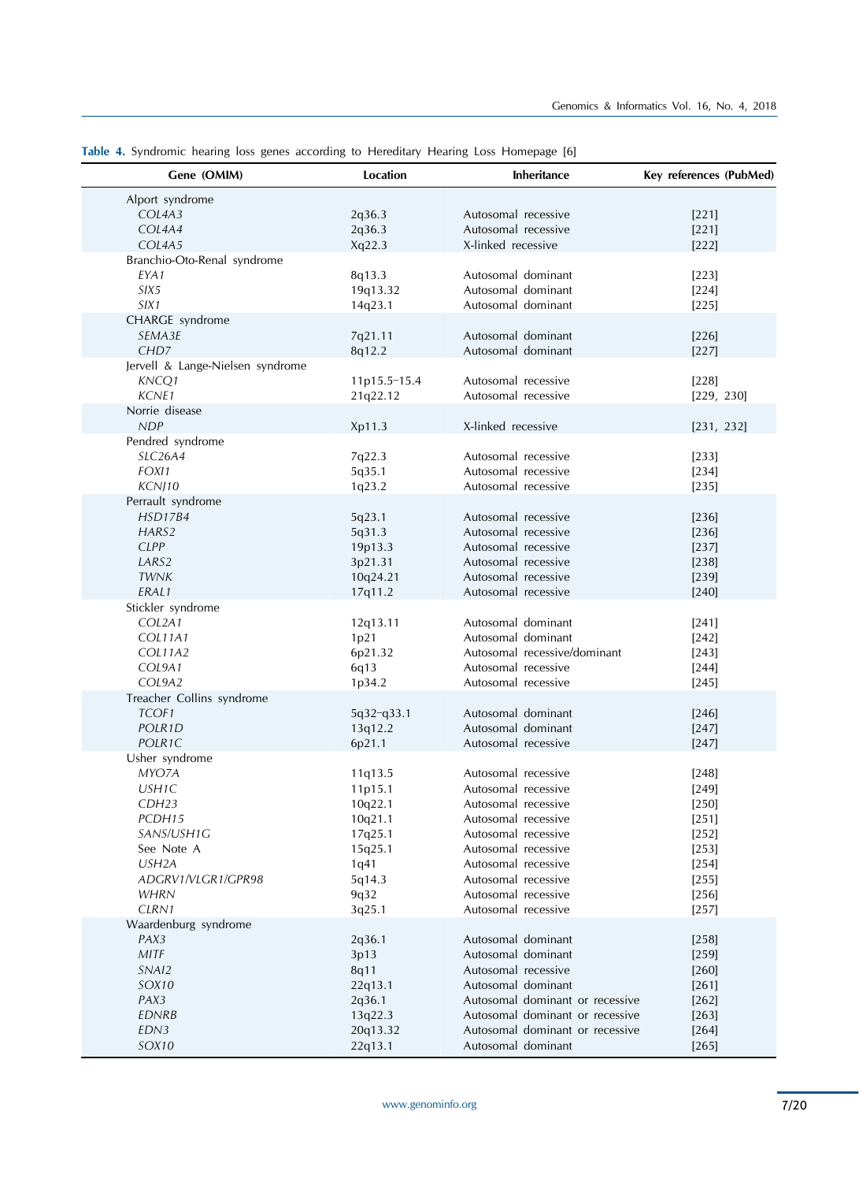**Table 4.** Syndromic hearing loss genes according to Hereditary Hearing Loss Homepage [6]

| Gene (OMIM) | Location | Inheritance | Key references (PubMed) |
|---|---|---|---|
| Alport syndrome | | | |
| *COL4A3* | 2q36.3 | Autosomal recessive | [221] |
| *COL4A4* | 2q36.3 | Autosomal recessive | [221] |
| *COL4A5* | Xq22.3 | X-linked recessive | [222] |
| Branchio-Oto-Renal syndrome | | | |
| *EYA1* | 8q13.3 | Autosomal dominant | [223] |
| *SIX5* | 19q13.32 | Autosomal dominant | [224] |
| *SIX1* | 14q23.1 | Autosomal dominant | [225] |
| CHARGE syndrome | | | |
| *SEMA3E* | 7q21.11 | Autosomal dominant | [226] |
| *CHD7* | 8q12.2 | Autosomal dominant | [227] |
| Jervell & Lange-Nielsen syndrome | | | |
| *KCNQ1* | 11p15.5–15.4 | Autosomal recessive | [228] |
| *KCNE1* | 21q22.12 | Autosomal recessive | [229, 230] |
| Norrie disease | | | |
| *NDP* | Xp11.3 | X-linked recessive | [231, 232] |
| Pendred syndrome | | | |
| *SLC26A4* | 7q22.3 | Autosomal recessive | [233] |
| *FOXI1* | 5q35.1 | Autosomal recessive | [234] |
| *KCNJ10* | 1q23.2 | Autosomal recessive | [235] |
| Perrault syndrome | | | |
| *HSD17B4* | 5q23.1 | Autosomal recessive | [236] |
| *HARS2* | 5q31.3 | Autosomal recessive | [236] |
| *CLPP* | 19p13.3 | Autosomal recessive | [237] |
| *LARS2* | 3p21.31 | Autosomal recessive | [238] |
| *TWNK* | 10q24.21 | Autosomal recessive | [239] |
| *ERAL1* | 17q11.2 | Autosomal recessive | [240] |
| Stickler syndrome | | | |
| *COL2A1* | 12q13.11 | Autosomal dominant | [241] |
| *COL11A1* | 1p21 | Autosomal dominant | [242] |
| *COL11A2* | 6p21.32 | Autosomal recessive/dominant | [243] |
| *COL9A1* | 6q13 | Autosomal recessive | [244] |
| *COL9A2* | 1p34.2 | Autosomal recessive | [245] |
| Treacher Collins syndrome | | | |
| *TCOF1* | 5q32–q33.1 | Autosomal dominant | [246] |
| *POLR1D* | 13q12.2 | Autosomal dominant | [247] |
| *POLR1C* | 6p21.1 | Autosomal recessive | [247] |
| Usher syndrome | | | |
| *MYO7A* | 11q13.5 | Autosomal recessive | [248] |
| *USH1C* | 11p15.1 | Autosomal recessive | [249] |
| *CDH23* | 10q22.1 | Autosomal recessive | [250] |
| *PCDH15* | 10q21.1 | Autosomal recessive | [251] |
| *SANS/USH1G* | 17q25.1 | Autosomal recessive | [252] |
| See Note A | 15q25.1 | Autosomal recessive | [253] |
| *USH2A* | 1q41 | Autosomal recessive | [254] |
| *ADGRV1/VLGR1/GPR98* | 5q14.3 | Autosomal recessive | [255] |
| *WHRN* | 9q32 | Autosomal recessive | [256] |
| *CLRN1* | 3q25.1 | Autosomal recessive | [257] |
| Waardenburg syndrome | | | |
| *PAX3* | 2q36.1 | Autosomal dominant | [258] |
| *MITF* | 3p13 | Autosomal dominant | [259] |
| *SNAI2* | 8q11 | Autosomal recessive | [260] |
| *SOX10* | 22q13.1 | Autosomal dominant | [261] |
| *PAX3* | 2q36.1 | Autosomal dominant or recessive | [262] |
| *EDNRB* | 13q22.3 | Autosomal dominant or recessive | [263] |
| *EDN3* | 20q13.32 | Autosomal dominant or recessive | [264] |
| *SOX10* | 22q13.1 | Autosomal dominant | [265] |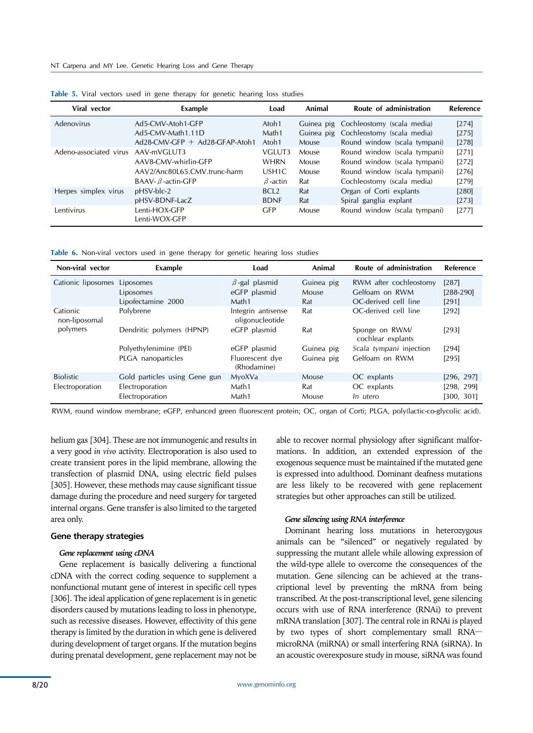**Table 5.** Viral vectors used in gene therapy for genetic hearing loss studies

| Viral vector | Example | Load | Animal | Route of administration | Reference |
|---|---|---|---|---|---|
| Adenovirus | Ad5-CMV-Atoh1-GFP | Atoh1 | Guinea pig | Cochleostomy (scala media) | [274] |
| | Ad5-CMV-Math1.11D | Math1 | Guinea pig | Cochleostomy (scala media) | [275] |
| | Ad28-CMV-GFP + Ad28-GFAP-Atoh1 | Atoh1 | Mouse | Round window (scala tympani) | [278] |
| Adeno-associated virus | AAV-mVGLUT3 | VGLUT3 | Mouse | Round window (scala tympani) | [271] |
| | AAV8-CMV-whirlin-GFP | WHRN | Mouse | Round window (scala tympani) | [272] |
| | AAV2/Anc80L65.CMV.trunc-harm | USH1C | Mouse | Round window (scala tympani) | [276] |
| | BAAV-β-actin-GFP | β-actin | Rat | Cochleostomy (scala media) | [279] |
| Herpes simplex virus | pHSV-blc-2 | BCL2 | Rat | Organ of Corti explants | [280] |
| | pHSV-BDNF-LacZ | BDNF | Rat | Spiral ganglia explant | [273] |
| Lentivirus | Lenti-HOX-GFP<br>Lenti-WOX-GFP | GFP | Mouse | Round window (scala tympani) | [277] |

**Table 6.** Non-viral vectors used in gene therapy for genetic hearing loss studies

| Non-viral vector | Example | Load | Animal | Route of administration | Reference |
|---|---|---|---|---|---|
| Cationic liposomes | Liposomes | β-gal plasmid | Guinea pig | RWM after cochleostomy | [287] |
| | Liposomes | eGFP plasmid | Mouse | Gelfoam on RWM | [288-290] |
| | Lipofectamine 2000 | Math1 | Rat | OC-derived cell line | [291] |
| Cationic non-liposomal polymers | Polybrene | Integrin antisense oligonucleotide | Rat | OC-derived cell line | [292] |
| | Dendritic polymers (HPNP) | eGFP plasmid | Rat | Sponge on RWM/ cochlear explants | [293] |
| | Polyethylenimine (PEI) | eGFP plasmid | Guinea pig | *Scala tympani* injection | [294] |
| | PLGA nanoparticles | Fluorescent dye (Rhodamine) | Guinea pig | Gelfoam on RWM | [295] |
| Biolistic | Gold particles using Gene gun | MyoXVa | Mouse | OC explants | [296, 297] |
| Electroporation | Electroporation | Math1 | Rat | OC explants | [298, 299] |
| | Electroporation | Math1 | Mouse | *In utero* | [300, 301] |

RWM, round window membrane; eGFP, enhanced green fluorescent protein; OC, organ of Corti; PLGA, poly(lactic-co-glycolic acid).

helium gas [304]. These are not immunogenic and results in a very good *in vivo* activity. Electroporation is also used to create transient pores in the lipid membrane, allowing the transfection of plasmid DNA, using electric field pulses [305]. However, these methods may cause significant tissue damage during the procedure and need surgery for targeted internal organs. Gene transfer is also limited to the targeted area only.

## Gene therapy strategies

### *Gene replacement using cDNA*

Gene replacement is basically delivering a functional cDNA with the correct coding sequence to supplement a nonfunctional mutant gene of interest in specific cell types [306]. The ideal application of gene replacement is in genetic disorders caused by mutations leading to loss in phenotype, such as recessive diseases. However, effectivity of this gene therapy is limited by the duration in which gene is delivered during development of target organs. If the mutation begins during prenatal development, gene replacement may not be able to recover normal physiology after significant malformations. In addition, an extended expression of the exogenous sequence must be maintained if the mutated gene is expressed into adulthood. Dominant deafness mutations are less likely to be recovered with gene replacement strategies but other approaches can still be utilized.

### *Gene silencing using RNA interference*

Dominant hearing loss mutations in heterozygous animals can be "silenced" or negatively regulated by suppressing the mutant allele while allowing expression of the wild-type allele to overcome the consequences of the mutation. Gene silencing can be achieved at the transcriptional level by preventing the mRNA from being transcribed. At the post-transcriptional level, gene silencing occurs with use of RNA interference (RNAi) to prevent mRNA translation [307]. The central role in RNAi is played by two types of short complementary small RNA—microRNA (miRNA) or small interfering RNA (siRNA). In an acoustic overexposure study in mouse, siRNA was found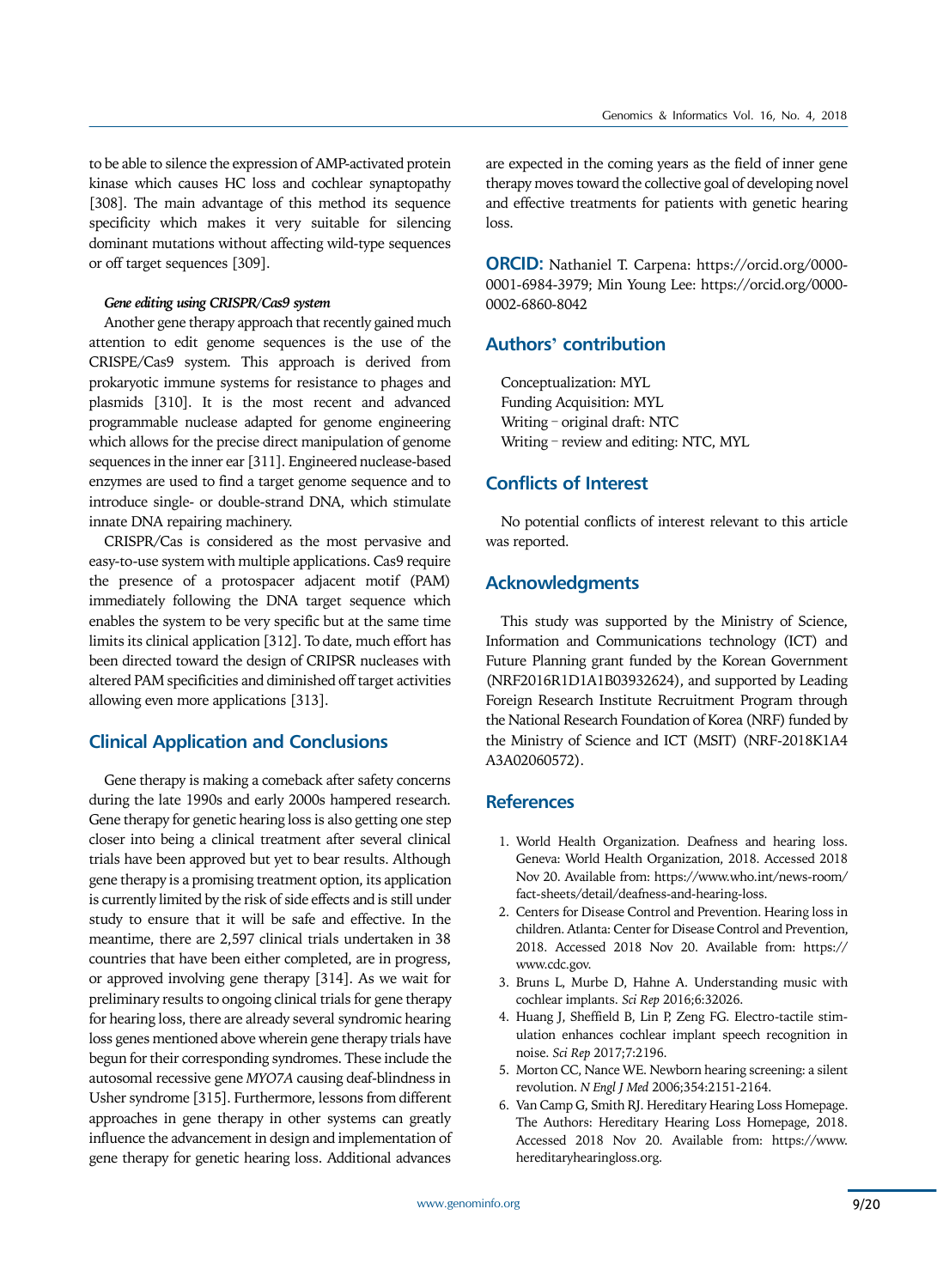to be able to silence the expression of AMP-activated protein kinase which causes HC loss and cochlear synaptopathy [308]. The main advantage of this method its sequence specificity which makes it very suitable for silencing dominant mutations without affecting wild-type sequences or off target sequences [309].

#### *Gene editing using CRISPR/Cas9 system*

Another gene therapy approach that recently gained much attention to edit genome sequences is the use of the CRISPE/Cas9 system. This approach is derived from prokaryotic immune systems for resistance to phages and plasmids [310]. It is the most recent and advanced programmable nuclease adapted for genome engineering which allows for the precise direct manipulation of genome sequences in the inner ear [311]. Engineered nuclease-based enzymes are used to find a target genome sequence and to introduce single- or double-strand DNA, which stimulate innate DNA repairing machinery.

CRISPR/Cas is considered as the most pervasive and easy-to-use system with multiple applications. Cas9 require the presence of a protospacer adjacent motif (PAM) immediately following the DNA target sequence which enables the system to be very specific but at the same time limits its clinical application [312]. To date, much effort has been directed toward the design of CRIPSR nucleases with altered PAM specificities and diminished off target activities allowing even more applications [313].

## Clinical Application and Conclusions

Gene therapy is making a comeback after safety concerns during the late 1990s and early 2000s hampered research. Gene therapy for genetic hearing loss is also getting one step closer into being a clinical treatment after several clinical trials have been approved but yet to bear results. Although gene therapy is a promising treatment option, its application is currently limited by the risk of side effects and is still under study to ensure that it will be safe and effective. In the meantime, there are 2,597 clinical trials undertaken in 38 countries that have been either completed, are in progress, or approved involving gene therapy [314]. As we wait for preliminary results to ongoing clinical trials for gene therapy for hearing loss, there are already several syndromic hearing loss genes mentioned above wherein gene therapy trials have begun for their corresponding syndromes. These include the autosomal recessive gene *MYO7A* causing deaf-blindness in Usher syndrome [315]. Furthermore, lessons from different approaches in gene therapy in other systems can greatly influence the advancement in design and implementation of gene therapy for genetic hearing loss. Additional advances are expected in the coming years as the field of inner gene therapy moves toward the collective goal of developing novel and effective treatments for patients with genetic hearing loss.

**ORCID:** Nathaniel T. Carpena: https://orcid.org/0000-0001-6984-3979; Min Young Lee: https://orcid.org/0000-0002-6860-8042

## Authors' contribution

Conceptualization: MYL
Funding Acquisition: MYL
Writing – original draft: NTC
Writing – review and editing: NTC, MYL

## Conflicts of Interest

No potential conflicts of interest relevant to this article was reported.

## Acknowledgments

This study was supported by the Ministry of Science, Information and Communications technology (ICT) and Future Planning grant funded by the Korean Government (NRF2016R1D1A1B03932624), and supported by Leading Foreign Research Institute Recruitment Program through the National Research Foundation of Korea (NRF) funded by the Ministry of Science and ICT (MSIT) (NRF-2018K1A4A3A02060572).

## References

1. World Health Organization. Deafness and hearing loss. Geneva: World Health Organization, 2018. Accessed 2018 Nov 20. Available from: https://www.who.int/news-room/fact-sheets/detail/deafness-and-hearing-loss.
2. Centers for Disease Control and Prevention. Hearing loss in children. Atlanta: Center for Disease Control and Prevention, 2018. Accessed 2018 Nov 20. Available from: https://www.cdc.gov.
3. Bruns L, Murbe D, Hahne A. Understanding music with cochlear implants. *Sci Rep* 2016;6:32026.
4. Huang J, Sheffield B, Lin P, Zeng FG. Electro-tactile stimulation enhances cochlear implant speech recognition in noise. *Sci Rep* 2017;7:2196.
5. Morton CC, Nance WE. Newborn hearing screening: a silent revolution. *N Engl J Med* 2006;354:2151-2164.
6. Van Camp G, Smith RJ. Hereditary Hearing Loss Homepage. The Authors: Hereditary Hearing Loss Homepage, 2018. Accessed 2018 Nov 20. Available from: https://www.hereditaryhearingloss.org.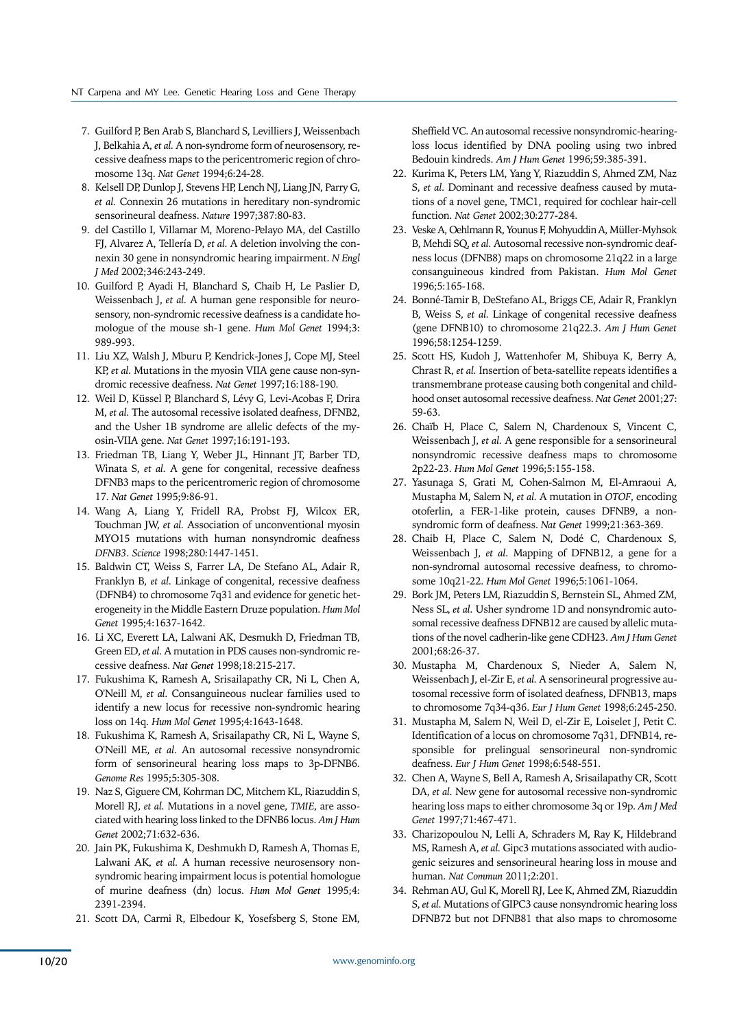7. Guilford P, Ben Arab S, Blanchard S, Levilliers J, Weissenbach J, Belkahia A, *et al.* A non-syndrome form of neurosensory, recessive deafness maps to the pericentromeric region of chromosome 13q. *Nat Genet* 1994;6:24-28.
8. Kelsell DP, Dunlop J, Stevens HP, Lench NJ, Liang JN, Parry G, *et al.* Connexin 26 mutations in hereditary non-syndromic sensorineural deafness. *Nature* 1997;387:80-83.
9. del Castillo I, Villamar M, Moreno-Pelayo MA, del Castillo FJ, Alvarez A, Tellería D, *et al.* A deletion involving the connexin 30 gene in nonsyndromic hearing impairment. *N Engl J Med* 2002;346:243-249.
10. Guilford P, Ayadi H, Blanchard S, Chaib H, Le Paslier D, Weissenbach J, *et al.* A human gene responsible for neurosensory, non-syndromic recessive deafness is a candidate homologue of the mouse sh-1 gene. *Hum Mol Genet* 1994;3:989-993.
11. Liu XZ, Walsh J, Mburu P, Kendrick-Jones J, Cope MJ, Steel KP, *et al.* Mutations in the myosin VIIA gene cause non-syndromic recessive deafness. *Nat Genet* 1997;16:188-190.
12. Weil D, Küssel P, Blanchard S, Lévy G, Levi-Acobas F, Drira M, *et al.* The autosomal recessive isolated deafness, DFNB2, and the Usher 1B syndrome are allelic defects of the myosin-VIIA gene. *Nat Genet* 1997;16:191-193.
13. Friedman TB, Liang Y, Weber JL, Hinnant JT, Barber TD, Winata S, *et al.* A gene for congenital, recessive deafness DFNB3 maps to the pericentromeric region of chromosome 17. *Nat Genet* 1995;9:86-91.
14. Wang A, Liang Y, Fridell RA, Probst FJ, Wilcox ER, Touchman JW, *et al.* Association of unconventional myosin MYO15 mutations with human nonsyndromic deafness *DFNB3*. *Science* 1998;280:1447-1451.
15. Baldwin CT, Weiss S, Farrer LA, De Stefano AL, Adair R, Franklyn B, *et al.* Linkage of congenital, recessive deafness (DFNB4) to chromosome 7q31 and evidence for genetic heterogeneity in the Middle Eastern Druze population. *Hum Mol Genet* 1995;4:1637-1642.
16. Li XC, Everett LA, Lalwani AK, Desmukh D, Friedman TB, Green ED, *et al.* A mutation in PDS causes non-syndromic recessive deafness. *Nat Genet* 1998;18:215-217.
17. Fukushima K, Ramesh A, Srisailapathy CR, Ni L, Chen A, O'Neill M, *et al.* Consanguineous nuclear families used to identify a new locus for recessive non-syndromic hearing loss on 14q. *Hum Mol Genet* 1995;4:1643-1648.
18. Fukushima K, Ramesh A, Srisailapathy CR, Ni L, Wayne S, O'Neill ME, *et al.* An autosomal recessive nonsyndromic form of sensorineural hearing loss maps to 3p-DFNB6. *Genome Res* 1995;5:305-308.
19. Naz S, Giguere CM, Kohrman DC, Mitchem KL, Riazuddin S, Morell RJ, *et al.* Mutations in a novel gene, *TMIE*, are associated with hearing loss linked to the DFNB6 locus. *Am J Hum Genet* 2002;71:632-636.
20. Jain PK, Fukushima K, Deshmukh D, Ramesh A, Thomas E, Lalwani AK, *et al.* A human recessive neurosensory nonsyndromic hearing impairment locus is potential homologue of murine deafness (dn) locus. *Hum Mol Genet* 1995;4:2391-2394.
21. Scott DA, Carmi R, Elbedour K, Yosefsberg S, Stone EM, Sheffield VC. An autosomal recessive nonsyndromic-hearing-loss locus identified by DNA pooling using two inbred Bedouin kindreds. *Am J Hum Genet* 1996;59:385-391.
22. Kurima K, Peters LM, Yang Y, Riazuddin S, Ahmed ZM, Naz S, *et al.* Dominant and recessive deafness caused by mutations of a novel gene, TMC1, required for cochlear hair-cell function. *Nat Genet* 2002;30:277-284.
23. Veske A, Oehlmann R, Younus F, Mohyuddin A, Müller-Myhsok B, Mehdi SQ, *et al.* Autosomal recessive non-syndromic deafness locus (DFNB8) maps on chromosome 21q22 in a large consanguineous kindred from Pakistan. *Hum Mol Genet* 1996;5:165-168.
24. Bonné-Tamir B, DeStefano AL, Briggs CE, Adair R, Franklyn B, Weiss S, *et al.* Linkage of congenital recessive deafness (gene DFNB10) to chromosome 21q22.3. *Am J Hum Genet* 1996;58:1254-1259.
25. Scott HS, Kudoh J, Wattenhofer M, Shibuya K, Berry A, Chrast R, *et al.* Insertion of beta-satellite repeats identifies a transmembrane protease causing both congenital and childhood onset autosomal recessive deafness. *Nat Genet* 2001;27:59-63.
26. Chaïb H, Place C, Salem N, Chardenoux S, Vincent C, Weissenbach J, *et al.* A gene responsible for a sensorineural nonsyndromic recessive deafness maps to chromosome 2p22-23. *Hum Mol Genet* 1996;5:155-158.
27. Yasunaga S, Grati M, Cohen-Salmon M, El-Amraoui A, Mustapha M, Salem N, *et al.* A mutation in *OTOF*, encoding otoferlin, a FER-1-like protein, causes DFNB9, a nonsyndromic form of deafness. *Nat Genet* 1999;21:363-369.
28. Chaib H, Place C, Salem N, Dodé C, Chardenoux S, Weissenbach J, *et al*. Mapping of DFNB12, a gene for a non-syndromal autosomal recessive deafness, to chromosome 10q21-22. *Hum Mol Genet* 1996;5:1061-1064.
29. Bork JM, Peters LM, Riazuddin S, Bernstein SL, Ahmed ZM, Ness SL, *et al.* Usher syndrome 1D and nonsyndromic autosomal recessive deafness DFNB12 are caused by allelic mutations of the novel cadherin-like gene CDH23. *Am J Hum Genet* 2001;68:26-37.
30. Mustapha M, Chardenoux S, Nieder A, Salem N, Weissenbach J, el-Zir E, *et al.* A sensorineural progressive autosomal recessive form of isolated deafness, DFNB13, maps to chromosome 7q34-q36. *Eur J Hum Genet* 1998;6:245-250.
31. Mustapha M, Salem N, Weil D, el-Zir E, Loiselet J, Petit C. Identification of a locus on chromosome 7q31, DFNB14, responsible for prelingual sensorineural non-syndromic deafness. *Eur J Hum Genet* 1998;6:548-551.
32. Chen A, Wayne S, Bell A, Ramesh A, Srisailapathy CR, Scott DA, *et al.* New gene for autosomal recessive non-syndromic hearing loss maps to either chromosome 3q or 19p. *Am J Med Genet* 1997;71:467-471.
33. Charizopoulou N, Lelli A, Schraders M, Ray K, Hildebrand MS, Ramesh A, *et al.* Gipc3 mutations associated with audiogenic seizures and sensorineural hearing loss in mouse and human. *Nat Commun* 2011;2:201.
34. Rehman AU, Gul K, Morell RJ, Lee K, Ahmed ZM, Riazuddin S, *et al.* Mutations of GIPC3 cause nonsyndromic hearing loss DFNB72 but not DFNB81 that also maps to chromosome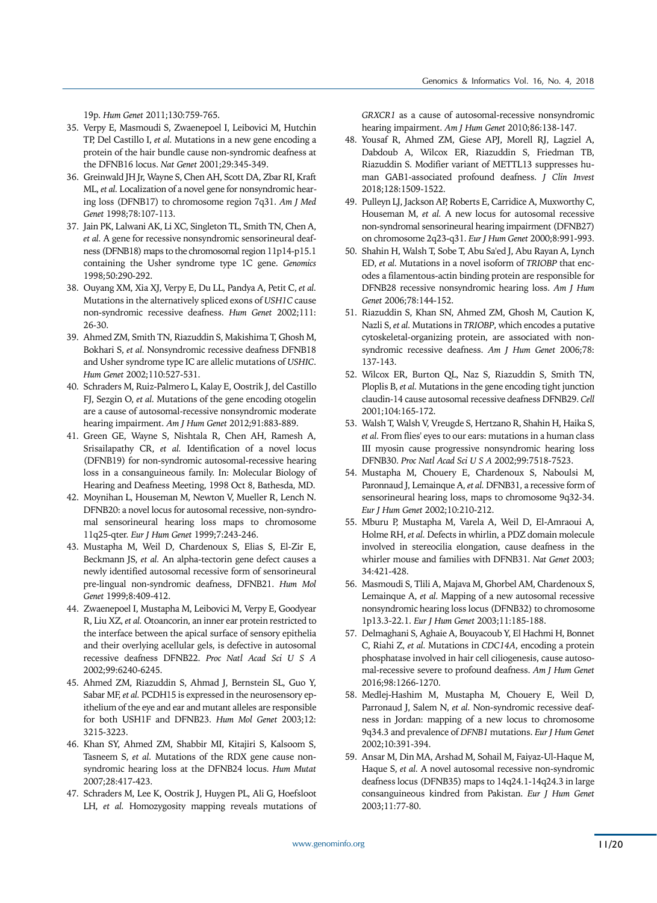19p. *Hum Genet* 2011;130:759-765.

35. Verpy E, Masmoudi S, Zwaenepoel I, Leibovici M, Hutchin TP, Del Castillo I, *et al.* Mutations in a new gene encoding a protein of the hair bundle cause non-syndromic deafness at the DFNB16 locus. *Nat Genet* 2001;29:345-349.
36. Greinwald JH Jr, Wayne S, Chen AH, Scott DA, Zbar RI, Kraft ML, *et al.* Localization of a novel gene for nonsyndromic hearing loss (DFNB17) to chromosome region 7q31. *Am J Med Genet* 1998;78:107-113.
37. Jain PK, Lalwani AK, Li XC, Singleton TL, Smith TN, Chen A, *et al.* A gene for recessive nonsyndromic sensorineural deafness (DFNB18) maps to the chromosomal region 11p14-p15.1 containing the Usher syndrome type 1C gene. *Genomics* 1998;50:290-292.
38. Ouyang XM, Xia XJ, Verpy E, Du LL, Pandya A, Petit C, *et al.* Mutations in the alternatively spliced exons of *USH1C* cause non-syndromic recessive deafness. *Hum Genet* 2002;111: 26-30.
39. Ahmed ZM, Smith TN, Riazuddin S, Makishima T, Ghosh M, Bokhari S, *et al.* Nonsyndromic recessive deafness DFNB18 and Usher syndrome type IC are allelic mutations of *USHIC*. *Hum Genet* 2002;110:527-531.
40. Schraders M, Ruiz-Palmero L, Kalay E, Oostrik J, del Castillo FJ, Sezgin O, *et al.* Mutations of the gene encoding otogelin are a cause of autosomal-recessive nonsyndromic moderate hearing impairment. *Am J Hum Genet* 2012;91:883-889.
41. Green GE, Wayne S, Nishtala R, Chen AH, Ramesh A, Srisailapathy CR, *et al.* Identification of a novel locus (DFNB19) for non-syndromic autosomal-recessive hearing loss in a consanguineous family. In: Molecular Biology of Hearing and Deafness Meeting, 1998 Oct 8, Bathesda, MD.
42. Moynihan L, Houseman M, Newton V, Mueller R, Lench N. DFNB20: a novel locus for autosomal recessive, non-syndromal sensorineural hearing loss maps to chromosome 11q25-qter. *Eur J Hum Genet* 1999;7:243-246.
43. Mustapha M, Weil D, Chardenoux S, Elias S, El-Zir E, Beckmann JS, *et al.* An alpha-tectorin gene defect causes a newly identified autosomal recessive form of sensorineural pre-lingual non-syndromic deafness, DFNB21. *Hum Mol Genet* 1999;8:409-412.
44. Zwaenepoel I, Mustapha M, Leibovici M, Verpy E, Goodyear R, Liu XZ, *et al.* Otoancorin, an inner ear protein restricted to the interface between the apical surface of sensory epithelia and their overlying acellular gels, is defective in autosomal recessive deafness DFNB22. *Proc Natl Acad Sci U S A* 2002;99:6240-6245.
45. Ahmed ZM, Riazuddin S, Ahmad J, Bernstein SL, Guo Y, Sabar MF, *et al.* PCDH15 is expressed in the neurosensory epithelium of the eye and ear and mutant alleles are responsible for both USH1F and DFNB23. *Hum Mol Genet* 2003;12: 3215-3223.
46. Khan SY, Ahmed ZM, Shabbir MI, Kitajiri S, Kalsoom S, Tasneem S, *et al.* Mutations of the RDX gene cause nonsyndromic hearing loss at the DFNB24 locus. *Hum Mutat* 2007;28:417-423.
47. Schraders M, Lee K, Oostrik J, Huygen PL, Ali G, Hoefsloot LH, *et al.* Homozygosity mapping reveals mutations of *GRXCR1* as a cause of autosomal-recessive nonsyndromic hearing impairment. *Am J Hum Genet* 2010;86:138-147.
48. Yousaf R, Ahmed ZM, Giese APJ, Morell RJ, Lagziel A, Dabdoub A, Wilcox ER, Riazuddin S, Friedman TB, Riazuddin S. Modifier variant of METTL13 suppresses human GAB1-associated profound deafness. *J Clin Invest* 2018;128:1509-1522.
49. Pulleyn LJ, Jackson AP, Roberts E, Carridice A, Muxworthy C, Houseman M, *et al.* A new locus for autosomal recessive non-syndromal sensorineural hearing impairment (DFNB27) on chromosome 2q23-q31. *Eur J Hum Genet* 2000;8:991-993.
50. Shahin H, Walsh T, Sobe T, Abu Sa'ed J, Abu Rayan A, Lynch ED, *et al.* Mutations in a novel isoform of *TRIOBP* that encodes a filamentous-actin binding protein are responsible for DFNB28 recessive nonsyndromic hearing loss. *Am J Hum Genet* 2006;78:144-152.
51. Riazuddin S, Khan SN, Ahmed ZM, Ghosh M, Caution K, Nazli S, *et al.* Mutations in *TRIOBP*, which encodes a putative cytoskeletal-organizing protein, are associated with nonsyndromic recessive deafness. *Am J Hum Genet* 2006;78: 137-143.
52. Wilcox ER, Burton QL, Naz S, Riazuddin S, Smith TN, Ploplis B, *et al.* Mutations in the gene encoding tight junction claudin-14 cause autosomal recessive deafness DFNB29. *Cell* 2001;104:165-172.
53. Walsh T, Walsh V, Vreugde S, Hertzano R, Shahin H, Haika S, *et al.* From flies' eyes to our ears: mutations in a human class III myosin cause progressive nonsyndromic hearing loss DFNB30. *Proc Natl Acad Sci U S A* 2002;99:7518-7523.
54. Mustapha M, Chouery E, Chardenoux S, Naboulsi M, Paronnaud J, Lemainque A, *et al.* DFNB31, a recessive form of sensorineural hearing loss, maps to chromosome 9q32-34. *Eur J Hum Genet* 2002;10:210-212.
55. Mburu P, Mustapha M, Varela A, Weil D, El-Amraoui A, Holme RH, *et al.* Defects in whirlin, a PDZ domain molecule involved in stereocilia elongation, cause deafness in the whirler mouse and families with DFNB31. *Nat Genet* 2003; 34:421-428.
56. Masmoudi S, Tlili A, Majava M, Ghorbel AM, Chardenoux S, Lemainque A, *et al.* Mapping of a new autosomal recessive nonsyndromic hearing loss locus (DFNB32) to chromosome 1p13.3-22.1. *Eur J Hum Genet* 2003;11:185-188.
57. Delmaghani S, Aghaie A, Bouyacoub Y, El Hachmi H, Bonnet C, Riahi Z, *et al.* Mutations in *CDC14A*, encoding a protein phosphatase involved in hair cell ciliogenesis, cause autosomal-recessive severe to profound deafness. *Am J Hum Genet* 2016;98:1266-1270.
58. Medlej-Hashim M, Mustapha M, Chouery E, Weil D, Parronaud J, Salem N, *et al.* Non-syndromic recessive deafness in Jordan: mapping of a new locus to chromosome 9q34.3 and prevalence of *DFNB1* mutations. *Eur J Hum Genet* 2002;10:391-394.
59. Ansar M, Din MA, Arshad M, Sohail M, Faiyaz-Ul-Haque M, Haque S, *et al.* A novel autosomal recessive non-syndromic deafness locus (DFNB35) maps to 14q24.1-14q24.3 in large consanguineous kindred from Pakistan. *Eur J Hum Genet* 2003;11:77-80.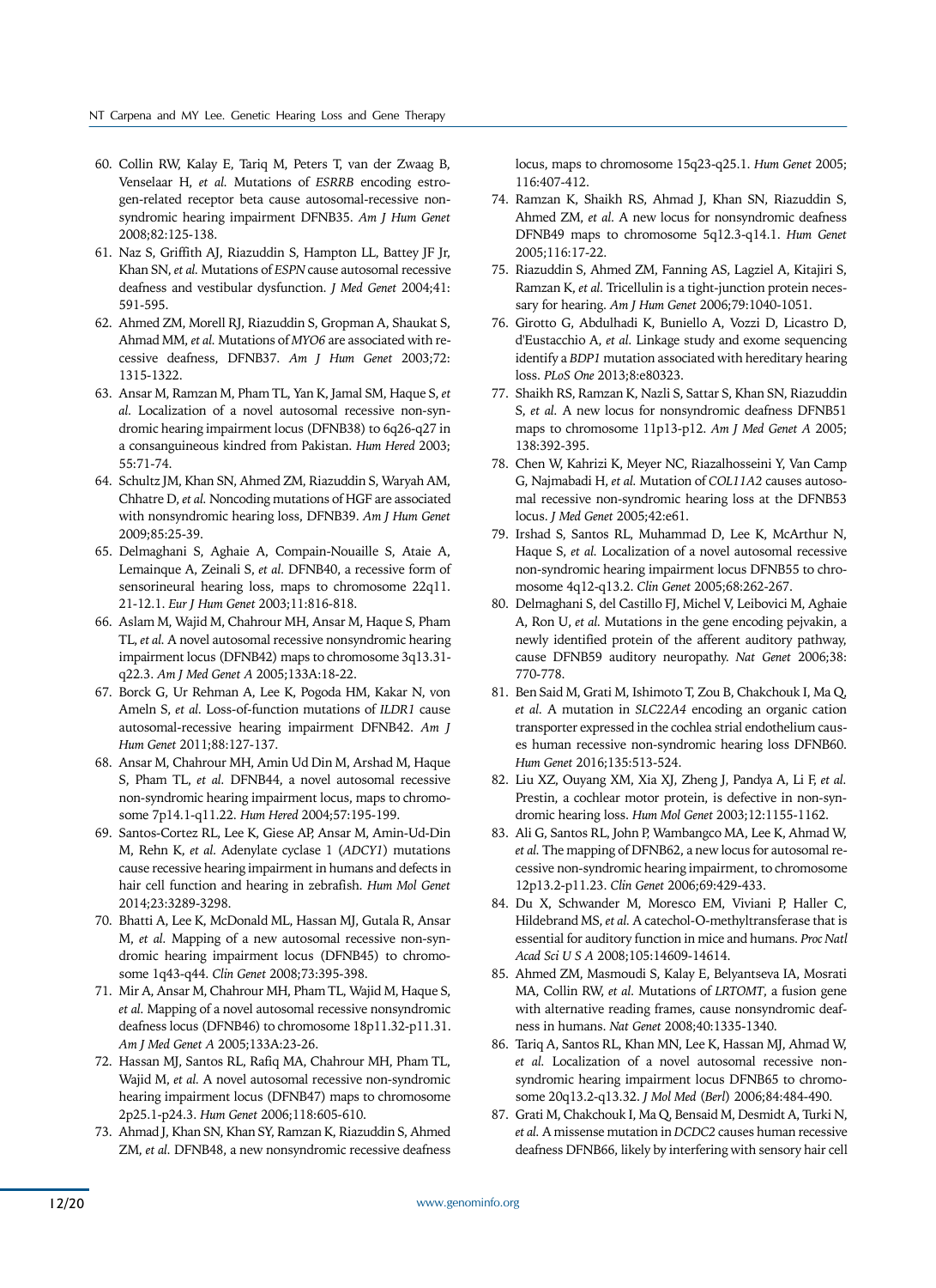60. Collin RW, Kalay E, Tariq M, Peters T, van der Zwaag B, Venselaar H, *et al.* Mutations of *ESRRB* encoding estrogen-related receptor beta cause autosomal-recessive nonsyndromic hearing impairment DFNB35. *Am J Hum Genet* 2008;82:125-138.
61. Naz S, Griffith AJ, Riazuddin S, Hampton LL, Battey JF Jr, Khan SN, *et al.* Mutations of *ESPN* cause autosomal recessive deafness and vestibular dysfunction. *J Med Genet* 2004;41:591-595.
62. Ahmed ZM, Morell RJ, Riazuddin S, Gropman A, Shaukat S, Ahmad MM, *et al.* Mutations of *MYO6* are associated with recessive deafness, DFNB37. *Am J Hum Genet* 2003;72:1315-1322.
63. Ansar M, Ramzan M, Pham TL, Yan K, Jamal SM, Haque S, *et al.* Localization of a novel autosomal recessive non-syndromic hearing impairment locus (DFNB38) to 6q26-q27 in a consanguineous kindred from Pakistan. *Hum Hered* 2003;55:71-74.
64. Schultz JM, Khan SN, Ahmed ZM, Riazuddin S, Waryah AM, Chhatre D, *et al.* Noncoding mutations of HGF are associated with nonsyndromic hearing loss, DFNB39. *Am J Hum Genet* 2009;85:25-39.
65. Delmaghani S, Aghaie A, Compain-Nouaille S, Ataie A, Lemainque A, Zeinali S, *et al.* DFNB40, a recessive form of sensorineural hearing loss, maps to chromosome 22q11.21-12.1. *Eur J Hum Genet* 2003;11:816-818.
66. Aslam M, Wajid M, Chahrour MH, Ansar M, Haque S, Pham TL, *et al.* A novel autosomal recessive nonsyndromic hearing impairment locus (DFNB42) maps to chromosome 3q13.31-q22.3. *Am J Med Genet A* 2005;133A:18-22.
67. Borck G, Ur Rehman A, Lee K, Pogoda HM, Kakar N, von Ameln S, *et al.* Loss-of-function mutations of *ILDR1* cause autosomal-recessive hearing impairment DFNB42. *Am J Hum Genet* 2011;88:127-137.
68. Ansar M, Chahrour MH, Amin Ud Din M, Arshad M, Haque S, Pham TL, *et al.* DFNB44, a novel autosomal recessive non-syndromic hearing impairment locus, maps to chromosome 7p14.1-q11.22. *Hum Hered* 2004;57:195-199.
69. Santos-Cortez RL, Lee K, Giese AP, Ansar M, Amin-Ud-Din M, Rehn K, *et al.* Adenylate cyclase 1 (*ADCY1*) mutations cause recessive hearing impairment in humans and defects in hair cell function and hearing in zebrafish. *Hum Mol Genet* 2014;23:3289-3298.
70. Bhatti A, Lee K, McDonald ML, Hassan MJ, Gutala R, Ansar M, *et al.* Mapping of a new autosomal recessive non-syndromic hearing impairment locus (DFNB45) to chromosome 1q43-q44. *Clin Genet* 2008;73:395-398.
71. Mir A, Ansar M, Chahrour MH, Pham TL, Wajid M, Haque S, *et al.* Mapping of a novel autosomal recessive nonsyndromic deafness locus (DFNB46) to chromosome 18p11.32-p11.31. *Am J Med Genet A* 2005;133A:23-26.
72. Hassan MJ, Santos RL, Rafiq MA, Chahrour MH, Pham TL, Wajid M, *et al.* A novel autosomal recessive non-syndromic hearing impairment locus (DFNB47) maps to chromosome 2p25.1-p24.3. *Hum Genet* 2006;118:605-610.
73. Ahmad J, Khan SN, Khan SY, Ramzan K, Riazuddin S, Ahmed ZM, *et al.* DFNB48, a new nonsyndromic recessive deafness locus, maps to chromosome 15q23-q25.1. *Hum Genet* 2005;116:407-412.
74. Ramzan K, Shaikh RS, Ahmad J, Khan SN, Riazuddin S, Ahmed ZM, *et al.* A new locus for nonsyndromic deafness DFNB49 maps to chromosome 5q12.3-q14.1. *Hum Genet* 2005;116:17-22.
75. Riazuddin S, Ahmed ZM, Fanning AS, Lagziel A, Kitajiri S, Ramzan K, *et al.* Tricellulin is a tight-junction protein necessary for hearing. *Am J Hum Genet* 2006;79:1040-1051.
76. Girotto G, Abdulhadi K, Buniello A, Vozzi D, Licastro D, d'Eustacchio A, *et al.* Linkage study and exome sequencing identify a *BDP1* mutation associated with hereditary hearing loss. *PLoS One* 2013;8:e80323.
77. Shaikh RS, Ramzan K, Nazli S, Sattar S, Khan SN, Riazuddin S, *et al.* A new locus for nonsyndromic deafness DFNB51 maps to chromosome 11p13-p12. *Am J Med Genet A* 2005;138:392-395.
78. Chen W, Kahrizi K, Meyer NC, Riazalhosseini Y, Van Camp G, Najmabadi H, *et al.* Mutation of *COL11A2* causes autosomal recessive non-syndromic hearing loss at the DFNB53 locus. *J Med Genet* 2005;42:e61.
79. Irshad S, Santos RL, Muhammad D, Lee K, McArthur N, Haque S, *et al.* Localization of a novel autosomal recessive non-syndromic hearing impairment locus DFNB55 to chromosome 4q12-q13.2. *Clin Genet* 2005;68:262-267.
80. Delmaghani S, del Castillo FJ, Michel V, Leibovici M, Aghaie A, Ron U, *et al.* Mutations in the gene encoding pejvakin, a newly identified protein of the afferent auditory pathway, cause DFNB59 auditory neuropathy. *Nat Genet* 2006;38:770-778.
81. Ben Said M, Grati M, Ishimoto T, Zou B, Chakchouk I, Ma Q, *et al.* A mutation in *SLC22A4* encoding an organic cation transporter expressed in the cochlea strial endothelium causes human recessive non-syndromic hearing loss DFNB60. *Hum Genet* 2016;135:513-524.
82. Liu XZ, Ouyang XM, Xia XJ, Zheng J, Pandya A, Li F, *et al.* Prestin, a cochlear motor protein, is defective in non-syndromic hearing loss. *Hum Mol Genet* 2003;12:1155-1162.
83. Ali G, Santos RL, John P, Wambangco MA, Lee K, Ahmad W, *et al.* The mapping of DFNB62, a new locus for autosomal recessive non-syndromic hearing impairment, to chromosome 12p13.2-p11.23. *Clin Genet* 2006;69:429-433.
84. Du X, Schwander M, Moresco EM, Viviani P, Haller C, Hildebrand MS, *et al.* A catechol-O-methyltransferase that is essential for auditory function in mice and humans. *Proc Natl Acad Sci U S A* 2008;105:14609-14614.
85. Ahmed ZM, Masmoudi S, Kalay E, Belyantseva IA, Mosrati MA, Collin RW, *et al.* Mutations of *LRTOMT*, a fusion gene with alternative reading frames, cause nonsyndromic deafness in humans. *Nat Genet* 2008;40:1335-1340.
86. Tariq A, Santos RL, Khan MN, Lee K, Hassan MJ, Ahmad W, *et al.* Localization of a novel autosomal recessive non-syndromic hearing impairment locus DFNB65 to chromosome 20q13.2-q13.32. *J Mol Med (Berl)* 2006;84:484-490.
87. Grati M, Chakchouk I, Ma Q, Bensaid M, Desmidt A, Turki N, *et al.* A missense mutation in *DCDC2* causes human recessive deafness DFNB66, likely by interfering with sensory hair cell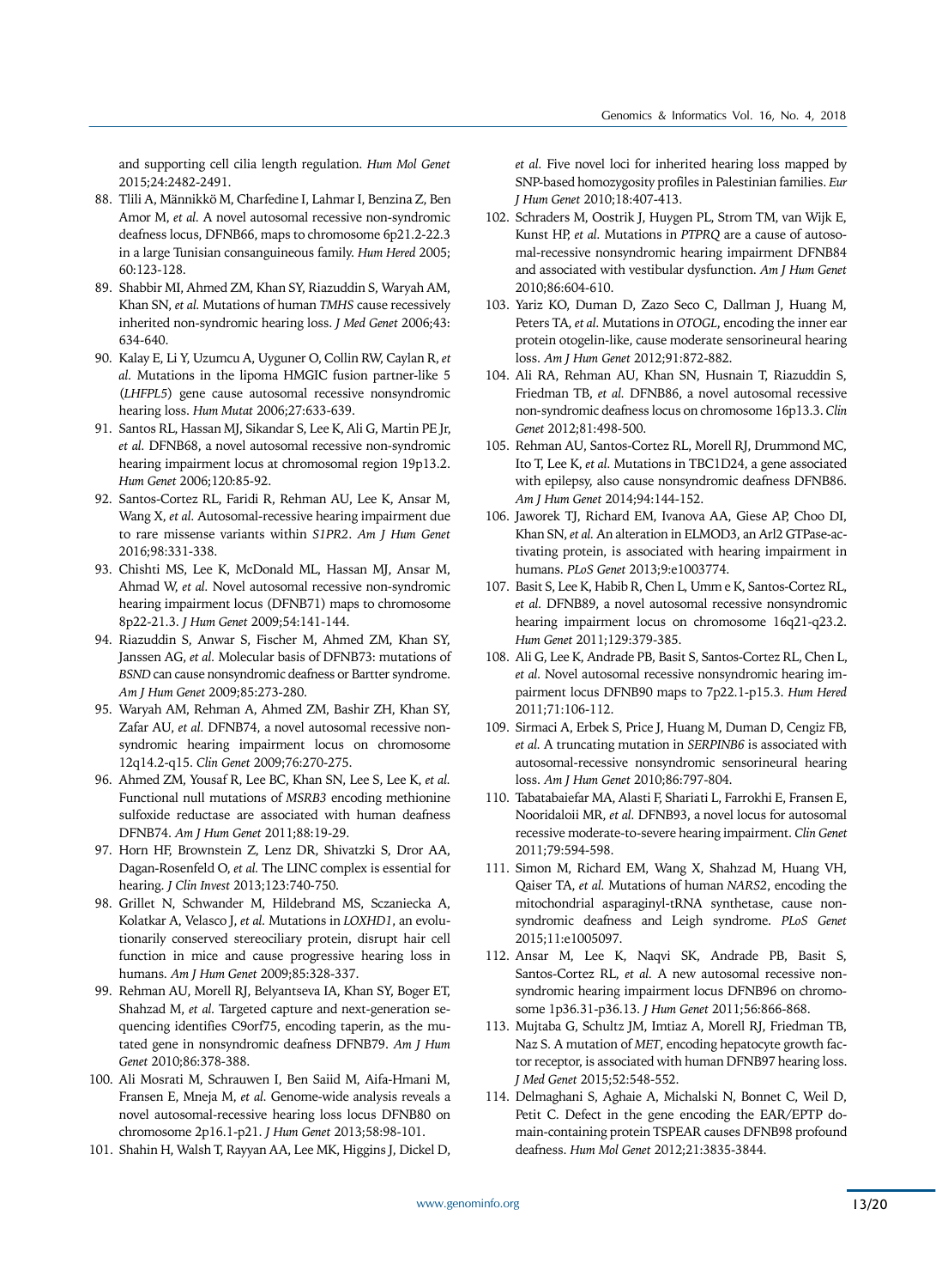and supporting cell cilia length regulation. *Hum Mol Genet* 2015;24:2482-2491.

88. Tlili A, Männikkö M, Charfedine I, Lahmar I, Benzina Z, Ben Amor M, *et al.* A novel autosomal recessive non-syndromic deafness locus, DFNB66, maps to chromosome 6p21.2-22.3 in a large Tunisian consanguineous family. *Hum Hered* 2005; 60:123-128.
89. Shabbir MI, Ahmed ZM, Khan SY, Riazuddin S, Waryah AM, Khan SN, *et al.* Mutations of human *TMHS* cause recessively inherited non-syndromic hearing loss. *J Med Genet* 2006;43: 634-640.
90. Kalay E, Li Y, Uzumcu A, Uyguner O, Collin RW, Caylan R, *et al.* Mutations in the lipoma HMGIC fusion partner-like 5 (*LHFPL5*) gene cause autosomal recessive nonsyndromic hearing loss. *Hum Mutat* 2006;27:633-639.
91. Santos RL, Hassan MJ, Sikandar S, Lee K, Ali G, Martin PE Jr, *et al.* DFNB68, a novel autosomal recessive non-syndromic hearing impairment locus at chromosomal region 19p13.2. *Hum Genet* 2006;120:85-92.
92. Santos-Cortez RL, Faridi R, Rehman AU, Lee K, Ansar M, Wang X, *et al.* Autosomal-recessive hearing impairment due to rare missense variants within *S1PR2*. *Am J Hum Genet* 2016;98:331-338.
93. Chishti MS, Lee K, McDonald ML, Hassan MJ, Ansar M, Ahmad W, *et al.* Novel autosomal recessive non-syndromic hearing impairment locus (DFNB71) maps to chromosome 8p22-21.3. *J Hum Genet* 2009;54:141-144.
94. Riazuddin S, Anwar S, Fischer M, Ahmed ZM, Khan SY, Janssen AG, *et al.* Molecular basis of DFNB73: mutations of *BSND* can cause nonsyndromic deafness or Bartter syndrome. *Am J Hum Genet* 2009;85:273-280.
95. Waryah AM, Rehman A, Ahmed ZM, Bashir ZH, Khan SY, Zafar AU, *et al.* DFNB74, a novel autosomal recessive nonsyndromic hearing impairment locus on chromosome 12q14.2-q15. *Clin Genet* 2009;76:270-275.
96. Ahmed ZM, Yousaf R, Lee BC, Khan SN, Lee S, Lee K, *et al.* Functional null mutations of *MSRB3* encoding methionine sulfoxide reductase are associated with human deafness DFNB74. *Am J Hum Genet* 2011;88:19-29.
97. Horn HF, Brownstein Z, Lenz DR, Shivatzki S, Dror AA, Dagan-Rosenfeld O, *et al.* The LINC complex is essential for hearing. *J Clin Invest* 2013;123:740-750.
98. Grillet N, Schwander M, Hildebrand MS, Sczaniecka A, Kolatkar A, Velasco J, *et al.* Mutations in *LOXHD1*, an evolutionarily conserved stereociliary protein, disrupt hair cell function in mice and cause progressive hearing loss in humans. *Am J Hum Genet* 2009;85:328-337.
99. Rehman AU, Morell RJ, Belyantseva IA, Khan SY, Boger ET, Shahzad M, *et al.* Targeted capture and next-generation sequencing identifies C9orf75, encoding taperin, as the mutated gene in nonsyndromic deafness DFNB79. *Am J Hum Genet* 2010;86:378-388.
100. Ali Mosrati M, Schrauwen I, Ben Saiid M, Aifa-Hmani M, Fransen E, Mneja M, *et al.* Genome-wide analysis reveals a novel autosomal-recessive hearing loss locus DFNB80 on chromosome 2p16.1-p21. *J Hum Genet* 2013;58:98-101.
101. Shahin H, Walsh T, Rayyan AA, Lee MK, Higgins J, Dickel D, *et al.* Five novel loci for inherited hearing loss mapped by SNP-based homozygosity profiles in Palestinian families. *Eur J Hum Genet* 2010;18:407-413.
102. Schraders M, Oostrik J, Huygen PL, Strom TM, van Wijk E, Kunst HP, *et al.* Mutations in *PTPRQ* are a cause of autosomal-recessive nonsyndromic hearing impairment DFNB84 and associated with vestibular dysfunction. *Am J Hum Genet* 2010;86:604-610.
103. Yariz KO, Duman D, Zazo Seco C, Dallman J, Huang M, Peters TA, *et al.* Mutations in *OTOGL*, encoding the inner ear protein otogelin-like, cause moderate sensorineural hearing loss. *Am J Hum Genet* 2012;91:872-882.
104. Ali RA, Rehman AU, Khan SN, Husnain T, Riazuddin S, Friedman TB, *et al.* DFNB86, a novel autosomal recessive non-syndromic deafness locus on chromosome 16p13.3. *Clin Genet* 2012;81:498-500.
105. Rehman AU, Santos-Cortez RL, Morell RJ, Drummond MC, Ito T, Lee K, *et al.* Mutations in TBC1D24, a gene associated with epilepsy, also cause nonsyndromic deafness DFNB86. *Am J Hum Genet* 2014;94:144-152.
106. Jaworek TJ, Richard EM, Ivanova AA, Giese AP, Choo DI, Khan SN, *et al.* An alteration in ELMOD3, an Arl2 GTPase-activating protein, is associated with hearing impairment in humans. *PLoS Genet* 2013;9:e1003774.
107. Basit S, Lee K, Habib R, Chen L, Umm e K, Santos-Cortez RL, *et al.* DFNB89, a novel autosomal recessive nonsyndromic hearing impairment locus on chromosome 16q21-q23.2. *Hum Genet* 2011;129:379-385.
108. Ali G, Lee K, Andrade PB, Basit S, Santos-Cortez RL, Chen L, *et al.* Novel autosomal recessive nonsyndromic hearing impairment locus DFNB90 maps to 7p22.1-p15.3. *Hum Hered* 2011;71:106-112.
109. Sirmaci A, Erbek S, Price J, Huang M, Duman D, Cengiz FB, *et al.* A truncating mutation in *SERPINB6* is associated with autosomal-recessive nonsyndromic sensorineural hearing loss. *Am J Hum Genet* 2010;86:797-804.
110. Tabatabaiefar MA, Alasti F, Shariati L, Farrokhi E, Fransen E, Nooridaloii MR, *et al.* DFNB93, a novel locus for autosomal recessive moderate-to-severe hearing impairment. *Clin Genet* 2011;79:594-598.
111. Simon M, Richard EM, Wang X, Shahzad M, Huang VH, Qaiser TA, *et al.* Mutations of human *NARS2*, encoding the mitochondrial asparaginyl-tRNA synthetase, cause nonsyndromic deafness and Leigh syndrome. *PLoS Genet* 2015;11:e1005097.
112. Ansar M, Lee K, Naqvi SK, Andrade PB, Basit S, Santos-Cortez RL, *et al.* A new autosomal recessive nonsyndromic hearing impairment locus DFNB96 on chromosome 1p36.31-p36.13. *J Hum Genet* 2011;56:866-868.
113. Mujtaba G, Schultz JM, Imtiaz A, Morell RJ, Friedman TB, Naz S. A mutation of *MET*, encoding hepatocyte growth factor receptor, is associated with human DFNB97 hearing loss. *J Med Genet* 2015;52:548-552.
114. Delmaghani S, Aghaie A, Michalski N, Bonnet C, Weil D, Petit C. Defect in the gene encoding the EAR/EPTP domain-containing protein TSPEAR causes DFNB98 profound deafness. *Hum Mol Genet* 2012;21:3835-3844.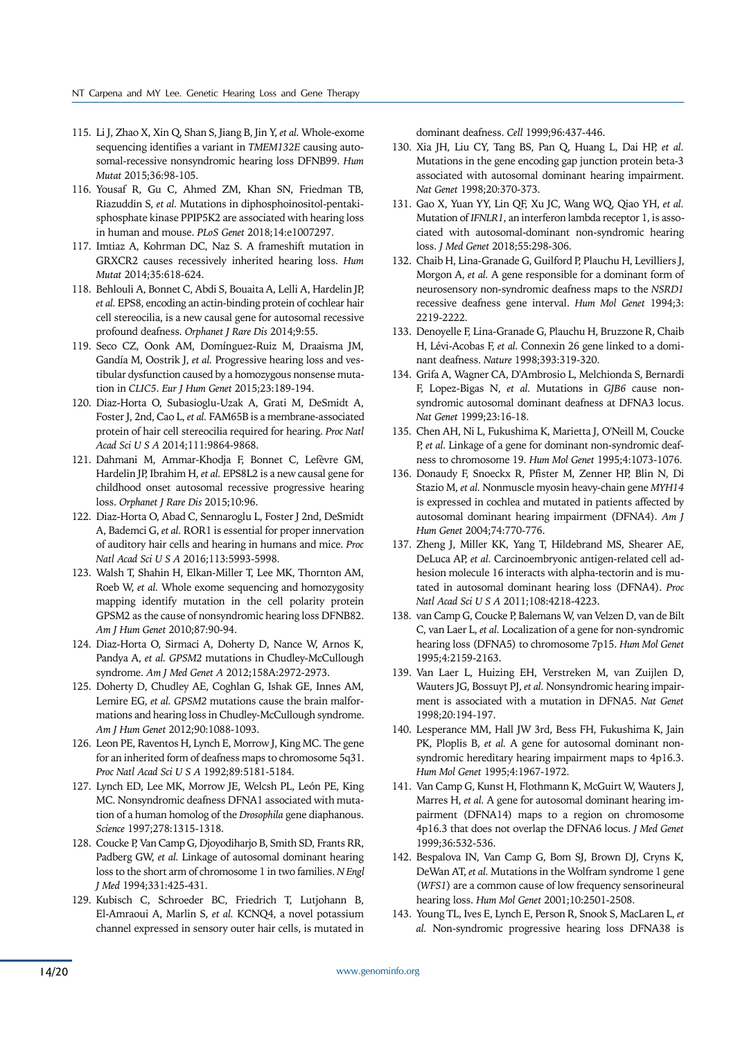115. Li J, Zhao X, Xin Q, Shan S, Jiang B, Jin Y, *et al.* Whole-exome sequencing identifies a variant in *TMEM132E* causing autosomal-recessive nonsyndromic hearing loss DFNB99. *Hum Mutat* 2015;36:98-105.
116. Yousaf R, Gu C, Ahmed ZM, Khan SN, Friedman TB, Riazuddin S, *et al.* Mutations in diphosphoinositol-pentakisphosphate kinase PPIP5K2 are associated with hearing loss in human and mouse. *PLoS Genet* 2018;14:e1007297.
117. Imtiaz A, Kohrman DC, Naz S. A frameshift mutation in GRXCR2 causes recessively inherited hearing loss. *Hum Mutat* 2014;35:618-624.
118. Behlouli A, Bonnet C, Abdi S, Bouaita A, Lelli A, Hardelin JP, *et al.* EPS8, encoding an actin-binding protein of cochlear hair cell stereocilia, is a new causal gene for autosomal recessive profound deafness. *Orphanet J Rare Dis* 2014;9:55.
119. Seco CZ, Oonk AM, Domínguez-Ruiz M, Draaisma JM, Gandía M, Oostrik J, *et al.* Progressive hearing loss and vestibular dysfunction caused by a homozygous nonsense mutation in *CLIC5*. *Eur J Hum Genet* 2015;23:189-194.
120. Diaz-Horta O, Subasioglu-Uzak A, Grati M, DeSmidt A, Foster J, 2nd, Cao L, *et al.* FAM65B is a membrane-associated protein of hair cell stereocilia required for hearing. *Proc Natl Acad Sci U S A* 2014;111:9864-9868.
121. Dahmani M, Ammar-Khodja F, Bonnet C, Lefèvre GM, Hardelin JP, Ibrahim H, *et al.* EPS8L2 is a new causal gene for childhood onset autosomal recessive progressive hearing loss. *Orphanet J Rare Dis* 2015;10:96.
122. Diaz-Horta O, Abad C, Sennaroglu L, Foster J 2nd, DeSmidt A, Bademci G, *et al.* ROR1 is essential for proper innervation of auditory hair cells and hearing in humans and mice. *Proc Natl Acad Sci U S A* 2016;113:5993-5998.
123. Walsh T, Shahin H, Elkan-Miller T, Lee MK, Thornton AM, Roeb W, *et al.* Whole exome sequencing and homozygosity mapping identify mutation in the cell polarity protein GPSM2 as the cause of nonsyndromic hearing loss DFNB82. *Am J Hum Genet* 2010;87:90-94.
124. Diaz-Horta O, Sirmaci A, Doherty D, Nance W, Arnos K, Pandya A, *et al.* *GPSM2* mutations in Chudley-McCullough syndrome. *Am J Med Genet A* 2012;158A:2972-2973.
125. Doherty D, Chudley AE, Coghlan G, Ishak GE, Innes AM, Lemire EG, *et al.* *GPSM2* mutations cause the brain malformations and hearing loss in Chudley-McCullough syndrome. *Am J Hum Genet* 2012;90:1088-1093.
126. Leon PE, Raventos H, Lynch E, Morrow J, King MC. The gene for an inherited form of deafness maps to chromosome 5q31. *Proc Natl Acad Sci U S A* 1992;89:5181-5184.
127. Lynch ED, Lee MK, Morrow JE, Welcsh PL, León PE, King MC. Nonsyndromic deafness DFNA1 associated with mutation of a human homolog of the *Drosophila* gene diaphanous. *Science* 1997;278:1315-1318.
128. Coucke P, Van Camp G, Djoyodiharjo B, Smith SD, Frants RR, Padberg GW, *et al.* Linkage of autosomal dominant hearing loss to the short arm of chromosome 1 in two families. *N Engl J Med* 1994;331:425-431.
129. Kubisch C, Schroeder BC, Friedrich T, Lutjohann B, El-Amraoui A, Marlin S, *et al.* KCNQ4, a novel potassium channel expressed in sensory outer hair cells, is mutated in dominant deafness. *Cell* 1999;96:437-446.
130. Xia JH, Liu CY, Tang BS, Pan Q, Huang L, Dai HP, *et al.* Mutations in the gene encoding gap junction protein beta-3 associated with autosomal dominant hearing impairment. *Nat Genet* 1998;20:370-373.
131. Gao X, Yuan YY, Lin QF, Xu JC, Wang WQ, Qiao YH, *et al.* Mutation of *IFNLR1*, an interferon lambda receptor 1, is associated with autosomal-dominant non-syndromic hearing loss. *J Med Genet* 2018;55:298-306.
132. Chaib H, Lina-Granade G, Guilford P, Plauchu H, Levilliers J, Morgon A, *et al.* A gene responsible for a dominant form of neurosensory non-syndromic deafness maps to the *NSRD1* recessive deafness gene interval. *Hum Mol Genet* 1994;3:2219-2222.
133. Denoyelle F, Lina-Granade G, Plauchu H, Bruzzone R, Chaib H, Lévi-Acobas F, *et al.* Connexin 26 gene linked to a dominant deafness. *Nature* 1998;393:319-320.
134. Grifa A, Wagner CA, D'Ambrosio L, Melchionda S, Bernardi F, Lopez-Bigas N, *et al.* Mutations in *GJB6* cause nonsyndromic autosomal dominant deafness at DFNA3 locus. *Nat Genet* 1999;23:16-18.
135. Chen AH, Ni L, Fukushima K, Marietta J, O'Neill M, Coucke P, *et al.* Linkage of a gene for dominant non-syndromic deafness to chromosome 19. *Hum Mol Genet* 1995;4:1073-1076.
136. Donaudy F, Snoeckx R, Pfister M, Zenner HP, Blin N, Di Stazio M, *et al.* Nonmuscle myosin heavy-chain gene *MYH14* is expressed in cochlea and mutated in patients affected by autosomal dominant hearing impairment (DFNA4). *Am J Hum Genet* 2004;74:770-776.
137. Zheng J, Miller KK, Yang T, Hildebrand MS, Shearer AE, DeLuca AP, *et al.* Carcinoembryonic antigen-related cell adhesion molecule 16 interacts with alpha-tectorin and is mutated in autosomal dominant hearing loss (DFNA4). *Proc Natl Acad Sci U S A* 2011;108:4218-4223.
138. van Camp G, Coucke P, Balemans W, van Velzen D, van de Bilt C, van Laer L, *et al.* Localization of a gene for non-syndromic hearing loss (DFNA5) to chromosome 7p15. *Hum Mol Genet* 1995;4:2159-2163.
139. Van Laer L, Huizing EH, Verstreken M, van Zuijlen D, Wauters JG, Bossuyt PJ, *et al.* Nonsyndromic hearing impairment is associated with a mutation in DFNA5. *Nat Genet* 1998;20:194-197.
140. Lesperance MM, Hall JW 3rd, Bess FH, Fukushima K, Jain PK, Ploplis B, *et al.* A gene for autosomal dominant nonsyndromic hereditary hearing impairment maps to 4p16.3. *Hum Mol Genet* 1995;4:1967-1972.
141. Van Camp G, Kunst H, Flothmann K, McGuirt W, Wauters J, Marres H, *et al.* A gene for autosomal dominant hearing impairment (DFNA14) maps to a region on chromosome 4p16.3 that does not overlap the DFNA6 locus. *J Med Genet* 1999;36:532-536.
142. Bespalova IN, Van Camp G, Bom SJ, Brown DJ, Cryns K, DeWan AT, *et al.* Mutations in the Wolfram syndrome 1 gene (*WFS1*) are a common cause of low frequency sensorineural hearing loss. *Hum Mol Genet* 2001;10:2501-2508.
143. Young TL, Ives E, Lynch E, Person R, Snook S, MacLaren L, *et al.* Non-syndromic progressive hearing loss DFNA38 is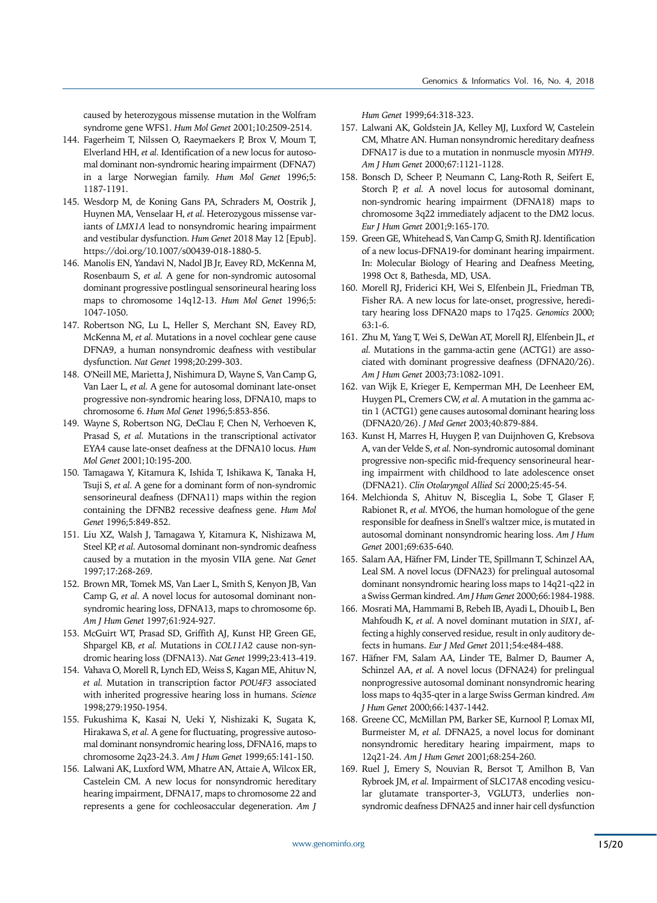caused by heterozygous missense mutation in the Wolfram syndrome gene WFS1. *Hum Mol Genet* 2001;10:2509-2514.

144. Fagerheim T, Nilssen O, Raeymaekers P, Brox V, Moum T, Elverland HH, *et al.* Identification of a new locus for autosomal dominant non-syndromic hearing impairment (DFNA7) in a large Norwegian family. *Hum Mol Genet* 1996;5:1187-1191.
145. Wesdorp M, de Koning Gans PA, Schraders M, Oostrik J, Huynen MA, Venselaar H, *et al.* Heterozygous missense variants of *LMX1A* lead to nonsyndromic hearing impairment and vestibular dysfunction. *Hum Genet* 2018 May 12 [Epub]. https://doi.org/10.1007/s00439-018-1880-5.
146. Manolis EN, Yandavi N, Nadol JB Jr, Eavey RD, McKenna M, Rosenbaum S, *et al.* A gene for non-syndromic autosomal dominant progressive postlingual sensorineural hearing loss maps to chromosome 14q12-13. *Hum Mol Genet* 1996;5:1047-1050.
147. Robertson NG, Lu L, Heller S, Merchant SN, Eavey RD, McKenna M, *et al.* Mutations in a novel cochlear gene cause DFNA9, a human nonsyndromic deafness with vestibular dysfunction. *Nat Genet* 1998;20:299-303.
148. O'Neill ME, Marietta J, Nishimura D, Wayne S, Van Camp G, Van Laer L, *et al.* A gene for autosomal dominant late-onset progressive non-syndromic hearing loss, DFNA10, maps to chromosome 6. *Hum Mol Genet* 1996;5:853-856.
149. Wayne S, Robertson NG, DeClau F, Chen N, Verhoeven K, Prasad S, *et al.* Mutations in the transcriptional activator EYA4 cause late-onset deafness at the DFNA10 locus. *Hum Mol Genet* 2001;10:195-200.
150. Tamagawa Y, Kitamura K, Ishida T, Ishikawa K, Tanaka H, Tsuji S, *et al.* A gene for a dominant form of non-syndromic sensorineural deafness (DFNA11) maps within the region containing the DFNB2 recessive deafness gene. *Hum Mol Genet* 1996;5:849-852.
151. Liu XZ, Walsh J, Tamagawa Y, Kitamura K, Nishizawa M, Steel KP, *et al.* Autosomal dominant non-syndromic deafness caused by a mutation in the myosin VIIA gene. *Nat Genet* 1997;17:268-269.
152. Brown MR, Tomek MS, Van Laer L, Smith S, Kenyon JB, Van Camp G, *et al.* A novel locus for autosomal dominant nonsyndromic hearing loss, DFNA13, maps to chromosome 6p. *Am J Hum Genet* 1997;61:924-927.
153. McGuirt WT, Prasad SD, Griffith AJ, Kunst HP, Green GE, Shpargel KB, *et al.* Mutations in *COL11A2* cause non-syndromic hearing loss (DFNA13). *Nat Genet* 1999;23:413-419.
154. Vahava O, Morell R, Lynch ED, Weiss S, Kagan ME, Ahituv N, *et al.* Mutation in transcription factor *POU4F3* associated with inherited progressive hearing loss in humans. *Science* 1998;279:1950-1954.
155. Fukushima K, Kasai N, Ueki Y, Nishizaki K, Sugata K, Hirakawa S, *et al.* A gene for fluctuating, progressive autosomal dominant nonsyndromic hearing loss, DFNA16, maps to chromosome 2q23-24.3. *Am J Hum Genet* 1999;65:141-150.
156. Lalwani AK, Luxford WM, Mhatre AN, Attaie A, Wilcox ER, Castelein CM. A new locus for nonsyndromic hereditary hearing impairment, DFNA17, maps to chromosome 22 and represents a gene for cochleosaccular degeneration. *Am J Hum Genet* 1999;64:318-323.
157. Lalwani AK, Goldstein JA, Kelley MJ, Luxford W, Castelein CM, Mhatre AN. Human nonsyndromic hereditary deafness DFNA17 is due to a mutation in nonmuscle myosin *MYH9*. *Am J Hum Genet* 2000;67:1121-1128.
158. Bonsch D, Scheer P, Neumann C, Lang-Roth R, Seifert E, Storch P, *et al.* A novel locus for autosomal dominant, non-syndromic hearing impairment (DFNA18) maps to chromosome 3q22 immediately adjacent to the DM2 locus. *Eur J Hum Genet* 2001;9:165-170.
159. Green GE, Whitehead S, Van Camp G, Smith RJ. Identification of a new locus-DFNA19-for dominant hearing impairment. In: Molecular Biology of Hearing and Deafness Meeting, 1998 Oct 8, Bathesda, MD, USA.
160. Morell RJ, Friderici KH, Wei S, Elfenbein JL, Friedman TB, Fisher RA. A new locus for late-onset, progressive, hereditary hearing loss DFNA20 maps to 17q25. *Genomics* 2000;63:1-6.
161. Zhu M, Yang T, Wei S, DeWan AT, Morell RJ, Elfenbein JL, *et al.* Mutations in the gamma-actin gene (ACTG1) are associated with dominant progressive deafness (DFNA20/26). *Am J Hum Genet* 2003;73:1082-1091.
162. van Wijk E, Krieger E, Kemperman MH, De Leenheer EM, Huygen PL, Cremers CW, *et al.* A mutation in the gamma actin 1 (ACTG1) gene causes autosomal dominant hearing loss (DFNA20/26). *J Med Genet* 2003;40:879-884.
163. Kunst H, Marres H, Huygen P, van Duijnhoven G, Krebsova A, van der Velde S, *et al.* Non-syndromic autosomal dominant progressive non-specific mid-frequency sensorineural hearing impairment with childhood to late adolescence onset (DFNA21). *Clin Otolaryngol Allied Sci* 2000;25:45-54.
164. Melchionda S, Ahituv N, Bisceglia L, Sobe T, Glaser F, Rabionet R, *et al.* MYO6, the human homologue of the gene responsible for deafness in Snell's waltzer mice, is mutated in autosomal dominant nonsyndromic hearing loss. *Am J Hum Genet* 2001;69:635-640.
165. Salam AA, Häfner FM, Linder TE, Spillmann T, Schinzel AA, Leal SM. A novel locus (DFNA23) for prelingual autosomal dominant nonsyndromic hearing loss maps to 14q21-q22 in a Swiss German kindred. *Am J Hum Genet* 2000;66:1984-1988.
166. Mosrati MA, Hammami B, Rebeh IB, Ayadi L, Dhouib L, Ben Mahfoudh K, *et al.* A novel dominant mutation in *SIX1*, affecting a highly conserved residue, result in only auditory defects in humans. *Eur J Med Genet* 2011;54:e484-488.
167. Häfner FM, Salam AA, Linder TE, Balmer D, Baumer A, Schinzel AA, *et al.* A novel locus (DFNA24) for prelingual nonprogressive autosomal dominant nonsyndromic hearing loss maps to 4q35-qter in a large Swiss German kindred. *Am J Hum Genet* 2000;66:1437-1442.
168. Greene CC, McMillan PM, Barker SE, Kurnool P, Lomax MI, Burmeister M, *et al.* DFNA25, a novel locus for dominant nonsyndromic hereditary hearing impairment, maps to 12q21-24. *Am J Hum Genet* 2001;68:254-260.
169. Ruel J, Emery S, Nouvian R, Bersot T, Amilhon B, Van Rybroek JM, *et al.* Impairment of SLC17A8 encoding vesicular glutamate transporter-3, VGLUT3, underlies nonsyndromic deafness DFNA25 and inner hair cell dysfunction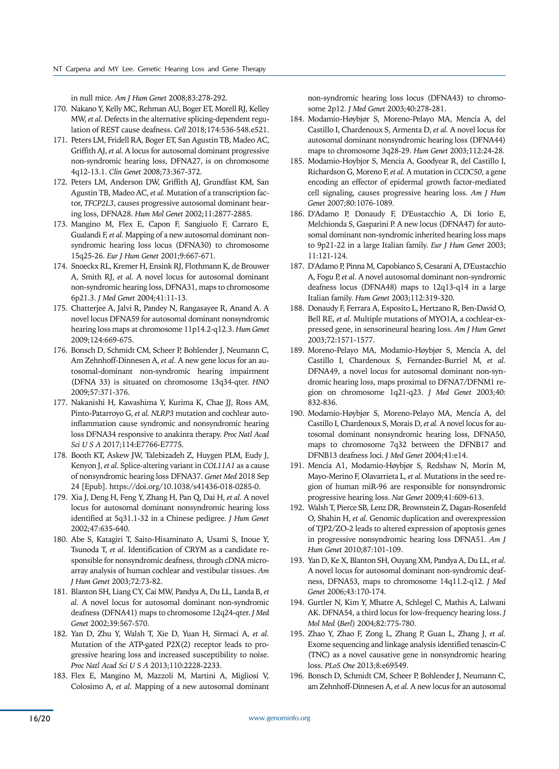in null mice. *Am J Hum Genet* 2008;83:278-292.

170. Nakano Y, Kelly MC, Rehman AU, Boger ET, Morell RJ, Kelley MW, *et al.* Defects in the alternative splicing-dependent regulation of REST cause deafness. *Cell* 2018;174:536-548.e521.
171. Peters LM, Fridell RA, Boger ET, San Agustin TB, Madeo AC, Griffith AJ, *et al.* A locus for autosomal dominant progressive non-syndromic hearing loss, DFNA27, is on chromosome 4q12-13.1. *Clin Genet* 2008;73:367-372.
172. Peters LM, Anderson DW, Griffith AJ, Grundfast KM, San Agustin TB, Madeo AC, *et al.* Mutation of a transcription factor, *TFCP2L3*, causes progressive autosomal dominant hearing loss, DFNA28. *Hum Mol Genet* 2002;11:2877-2885.
173. Mangino M, Flex E, Capon F, Sangiuolo F, Carraro E, Gualandi F, *et al.* Mapping of a new autosomal dominant nonsyndromic hearing loss locus (DFNA30) to chromosome 15q25-26. *Eur J Hum Genet* 2001;9:667-671.
174. Snoeckx RL, Kremer H, Ensink RJ, Flothmann K, de Brouwer A, Smith RJ, *et al.* A novel locus for autosomal dominant non-syndromic hearing loss, DFNA31, maps to chromosome 6p21.3. *J Med Genet* 2004;41:11-13.
175. Chatterjee A, Jalvi R, Pandey N, Rangasayee R, Anand A. A novel locus DFNA59 for autosomal dominant nonsyndromic hearing loss maps at chromosome 11p14.2-q12.3. *Hum Genet* 2009;124:669-675.
176. Bonsch D, Schmidt CM, Scheer P, Bohlender J, Neumann C, Am Zehnhoff-Dinnesen A, *et al.* A new gene locus for an autosomal-dominant non-syndromic hearing impairment (DFNA 33) is situated on chromosome 13q34-qter. *HNO* 2009;57:371-376.
177. Nakanishi H, Kawashima Y, Kurima K, Chae JJ, Ross AM, Pinto-Patarroyo G, *et al.* *NLRP3* mutation and cochlear autoinflammation cause syndromic and nonsyndromic hearing loss DFNA34 responsive to anakinra therapy. *Proc Natl Acad Sci U S A* 2017;114:E7766-E7775.
178. Booth KT, Askew JW, Talebizadeh Z, Huygen PLM, Eudy J, Kenyon J, *et al.* Splice-altering variant in *COL11A1* as a cause of nonsyndromic hearing loss DFNA37. *Genet Med* 2018 Sep 24 [Epub]. https://doi.org/10.1038/s41436-018-0285-0.
179. Xia J, Deng H, Feng Y, Zhang H, Pan Q, Dai H, *et al.* A novel locus for autosomal dominant nonsyndromic hearing loss identified at 5q31.1-32 in a Chinese pedigree. *J Hum Genet* 2002;47:635-640.
180. Abe S, Katagiri T, Saito-Hisaminato A, Usami S, Inoue Y, Tsunoda T, *et al.* Identification of CRYM as a candidate responsible for nonsyndromic deafness, through cDNA microarray analysis of human cochlear and vestibular tissues. *Am J Hum Genet* 2003;72:73-82.
181. Blanton SH, Liang CY, Cai MW, Pandya A, Du LL, Landa B, *et al.* A novel locus for autosomal dominant non-syndromic deafness (DFNA41) maps to chromosome 12q24-qter. *J Med Genet* 2002;39:567-570.
182. Yan D, Zhu Y, Walsh T, Xie D, Yuan H, Sirmaci A, *et al.* Mutation of the ATP-gated P2X(2) receptor leads to progressive hearing loss and increased susceptibility to noise. *Proc Natl Acad Sci U S A* 2013;110:2228-2233.
183. Flex E, Mangino M, Mazzoli M, Martini A, Migliosi V, Colosimo A, *et al.* Mapping of a new autosomal dominant non-syndromic hearing loss locus (DFNA43) to chromosome 2p12. *J Med Genet* 2003;40:278-281.
184. Modamio-Høybjør S, Moreno-Pelayo MA, Mencía A, del Castillo I, Chardenoux S, Armenta D, *et al.* A novel locus for autosomal dominant nonsyndromic hearing loss (DFNA44) maps to chromosome 3q28-29. *Hum Genet* 2003;112:24-28.
185. Modamio-Hoybjor S, Mencia A, Goodyear R, del Castillo I, Richardson G, Moreno F, *et al.* A mutation in *CCDC50*, a gene encoding an effector of epidermal growth factor-mediated cell signaling, causes progressive hearing loss. *Am J Hum Genet* 2007;80:1076-1089.
186. D'Adamo P, Donaudy F, D'Eustacchio A, Di Iorio E, Melchionda S, Gasparini P. A new locus (DFNA47) for autosomal dominant non-syndromic inherited hearing loss maps to 9p21-22 in a large Italian family. *Eur J Hum Genet* 2003; 11:121-124.
187. D'Adamo P, Pinna M, Capobianco S, Cesarani A, D'Eustacchio A, Fogu P, *et al.* A novel autosomal dominant non-syndromic deafness locus (DFNA48) maps to 12q13-q14 in a large Italian family. *Hum Genet* 2003;112:319-320.
188. Donaudy F, Ferrara A, Esposito L, Hertzano R, Ben-David O, Bell RE, *et al.* Multiple mutations of MYO1A, a cochlear-expressed gene, in sensorineural hearing loss. *Am J Hum Genet* 2003;72:1571-1577.
189. Moreno-Pelayo MA, Modamio-Høybjør S, Mencía A, del Castillo I, Chardenoux S, Fernandez-Burriel M, *et al.* DFNA49, a novel locus for autosomal dominant non-syndromic hearing loss, maps proximal to DFNA7/DFNM1 region on chromosome 1q21-q23. *J Med Genet* 2003;40: 832-836.
190. Modamio-Høybjør S, Moreno-Pelayo MA, Mencía A, del Castillo I, Chardenoux S, Morais D, *et al.* A novel locus for autosomal dominant nonsyndromic hearing loss, DFNA50, maps to chromosome 7q32 between the DFNB17 and DFNB13 deafness loci. *J Med Genet* 2004;41:e14.
191. Mencía A1, Modamio-Høybjør S, Redshaw N, Morín M, Mayo-Merino F, Olavarrieta L, *et al.* Mutations in the seed region of human miR-96 are responsible for nonsyndromic progressive hearing loss. *Nat Genet* 2009;41:609-613.
192. Walsh T, Pierce SB, Lenz DR, Brownstein Z, Dagan-Rosenfeld O, Shahin H, *et al.* Genomic duplication and overexpression of TJP2/ZO-2 leads to altered expression of apoptosis genes in progressive nonsyndromic hearing loss DFNA51. *Am J Hum Genet* 2010;87:101-109.
193. Yan D, Ke X, Blanton SH, Ouyang XM, Pandya A, Du LL, *et al.* A novel locus for autosomal dominant non-syndromic deafness, DFNA53, maps to chromosome 14q11.2-q12. *J Med Genet* 2006;43:170-174.
194. Gurtler N, Kim Y, Mhatre A, Schlegel C, Mathis A, Lalwani AK. DFNA54, a third locus for low-frequency hearing loss. *J Mol Med (Berl)* 2004;82:775-780.
195. Zhao Y, Zhao F, Zong L, Zhang P, Guan L, Zhang J, *et al.* Exome sequencing and linkage analysis identified tenascin-C (TNC) as a novel causative gene in nonsyndromic hearing loss. *PLoS One* 2013;8:e69549.
196. Bonsch D, Schmidt CM, Scheer P, Bohlender J, Neumann C, am Zehnhoff-Dinnesen A, *et al.* A new locus for an autosomal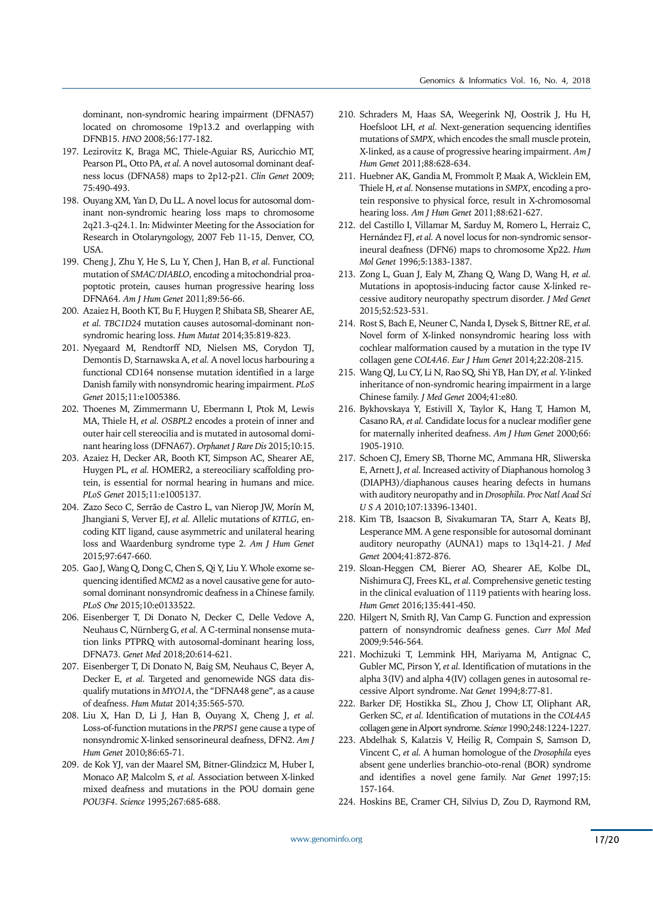dominant, non-syndromic hearing impairment (DFNA57) located on chromosome 19p13.2 and overlapping with DFNB15. *HNO* 2008;56:177-182.

197. Lezirovitz K, Braga MC, Thiele-Aguiar RS, Auricchio MT, Pearson PL, Otto PA, *et al.* A novel autosomal dominant deafness locus (DFNA58) maps to 2p12-p21. *Clin Genet* 2009;75:490-493.
198. Ouyang XM, Yan D, Du LL. A novel locus for autosomal dominant non-syndromic hearing loss maps to chromosome 2q21.3-q24.1. In: Midwinter Meeting for the Association for Research in Otolaryngology, 2007 Feb 11-15, Denver, CO, USA.
199. Cheng J, Zhu Y, He S, Lu Y, Chen J, Han B, *et al.* Functional mutation of *SMAC/DIABLO*, encoding a mitochondrial proapoptotic protein, causes human progressive hearing loss DFNA64. *Am J Hum Genet* 2011;89:56-66.
200. Azaiez H, Booth KT, Bu F, Huygen P, Shibata SB, Shearer AE, *et al. TBC1D24* mutation causes autosomal-dominant nonsyndromic hearing loss. *Hum Mutat* 2014;35:819-823.
201. Nyegaard M, Rendtorff ND, Nielsen MS, Corydon TJ, Demontis D, Starnawska A, *et al.* A novel locus harbouring a functional CD164 nonsense mutation identified in a large Danish family with nonsyndromic hearing impairment. *PLoS Genet* 2015;11:e1005386.
202. Thoenes M, Zimmermann U, Ebermann I, Ptok M, Lewis MA, Thiele H, *et al. OSBPL2* encodes a protein of inner and outer hair cell stereocilia and is mutated in autosomal dominant hearing loss (DFNA67). *Orphanet J Rare Dis* 2015;10:15.
203. Azaiez H, Decker AR, Booth KT, Simpson AC, Shearer AE, Huygen PL, *et al.* HOMER2, a stereociliary scaffolding protein, is essential for normal hearing in humans and mice. *PLoS Genet* 2015;11:e1005137.
204. Zazo Seco C, Serrão de Castro L, van Nierop JW, Morín M, Jhangiani S, Verver EJ, *et al.* Allelic mutations of *KITLG*, encoding KIT ligand, cause asymmetric and unilateral hearing loss and Waardenburg syndrome type 2. *Am J Hum Genet* 2015;97:647-660.
205. Gao J, Wang Q, Dong C, Chen S, Qi Y, Liu Y. Whole exome sequencing identified *MCM2* as a novel causative gene for autosomal dominant nonsyndromic deafness in a Chinese family. *PLoS One* 2015;10:e0133522.
206. Eisenberger T, Di Donato N, Decker C, Delle Vedove A, Neuhaus C, Nürnberg G, *et al.* A C-terminal nonsense mutation links PTPRQ with autosomal-dominant hearing loss, DFNA73. *Genet Med* 2018;20:614-621.
207. Eisenberger T, Di Donato N, Baig SM, Neuhaus C, Beyer A, Decker E, *et al.* Targeted and genomewide NGS data disqualify mutations in *MYO1A*, the "DFNA48 gene", as a cause of deafness. *Hum Mutat* 2014;35:565-570.
208. Liu X, Han D, Li J, Han B, Ouyang X, Cheng J, *et al.* Loss-of-function mutations in the *PRPS1* gene cause a type of nonsyndromic X-linked sensorineural deafness, DFN2. *Am J Hum Genet* 2010;86:65-71.
209. de Kok YJ, van der Maarel SM, Bitner-Glindzicz M, Huber I, Monaco AP, Malcolm S, *et al.* Association between X-linked mixed deafness and mutations in the POU domain gene *POU3F4*. *Science* 1995;267:685-688.
210. Schraders M, Haas SA, Weegerink NJ, Oostrik J, Hu H, Hoefsloot LH, *et al.* Next-generation sequencing identifies mutations of *SMPX*, which encodes the small muscle protein, X-linked, as a cause of progressive hearing impairment. *Am J Hum Genet* 2011;88:628-634.
211. Huebner AK, Gandia M, Frommolt P, Maak A, Wicklein EM, Thiele H, *et al.* Nonsense mutations in *SMPX*, encoding a protein responsive to physical force, result in X-chromosomal hearing loss. *Am J Hum Genet* 2011;88:621-627.
212. del Castillo I, Villamar M, Sarduy M, Romero L, Herraiz C, Hernández FJ, *et al.* A novel locus for non-syndromic sensorineural deafness (DFN6) maps to chromosome Xp22. *Hum Mol Genet* 1996;5:1383-1387.
213. Zong L, Guan J, Ealy M, Zhang Q, Wang D, Wang H, *et al.* Mutations in apoptosis-inducing factor cause X-linked recessive auditory neuropathy spectrum disorder. *J Med Genet* 2015;52:523-531.
214. Rost S, Bach E, Neuner C, Nanda I, Dysek S, Bittner RE, *et al.* Novel form of X-linked nonsyndromic hearing loss with cochlear malformation caused by a mutation in the type IV collagen gene *COL4A6*. *Eur J Hum Genet* 2014;22:208-215.
215. Wang QJ, Lu CY, Li N, Rao SQ, Shi YB, Han DY, *et al.* Y-linked inheritance of non-syndromic hearing impairment in a large Chinese family. *J Med Genet* 2004;41:e80.
216. Bykhovskaya Y, Estivill X, Taylor K, Hang T, Hamon M, Casano RA, *et al.* Candidate locus for a nuclear modifier gene for maternally inherited deafness. *Am J Hum Genet* 2000;66:1905-1910.
217. Schoen CJ, Emery SB, Thorne MC, Ammana HR, Sliwerska E, Arnett J, *et al.* Increased activity of Diaphanous homolog 3 (DIAPH3)/diaphanous causes hearing defects in humans with auditory neuropathy and in *Drosophila*. *Proc Natl Acad Sci U S A* 2010;107:13396-13401.
218. Kim TB, Isaacson B, Sivakumaran TA, Starr A, Keats BJ, Lesperance MM. A gene responsible for autosomal dominant auditory neuropathy (AUNA1) maps to 13q14-21. *J Med Genet* 2004;41:872-876.
219. Sloan-Heggen CM, Bierer AO, Shearer AE, Kolbe DL, Nishimura CJ, Frees KL, *et al.* Comprehensive genetic testing in the clinical evaluation of 1119 patients with hearing loss. *Hum Genet* 2016;135:441-450.
220. Hilgert N, Smith RJ, Van Camp G. Function and expression pattern of nonsyndromic deafness genes. *Curr Mol Med* 2009;9:546-564.
221. Mochizuki T, Lemmink HH, Mariyama M, Antignac C, Gubler MC, Pirson Y, *et al.* Identification of mutations in the alpha 3(IV) and alpha 4(IV) collagen genes in autosomal recessive Alport syndrome. *Nat Genet* 1994;8:77-81.
222. Barker DF, Hostikka SL, Zhou J, Chow LT, Oliphant AR, Gerken SC, *et al.* Identification of mutations in the *COL4A5* collagen gene in Alport syndrome. *Science* 1990;248:1224-1227.
223. Abdelhak S, Kalatzis V, Heilig R, Compain S, Samson D, Vincent C, *et al.* A human homologue of the *Drosophila* eyes absent gene underlies branchio-oto-renal (BOR) syndrome and identifies a novel gene family. *Nat Genet* 1997;15:157-164.
224. Hoskins BE, Cramer CH, Silvius D, Zou D, Raymond RM,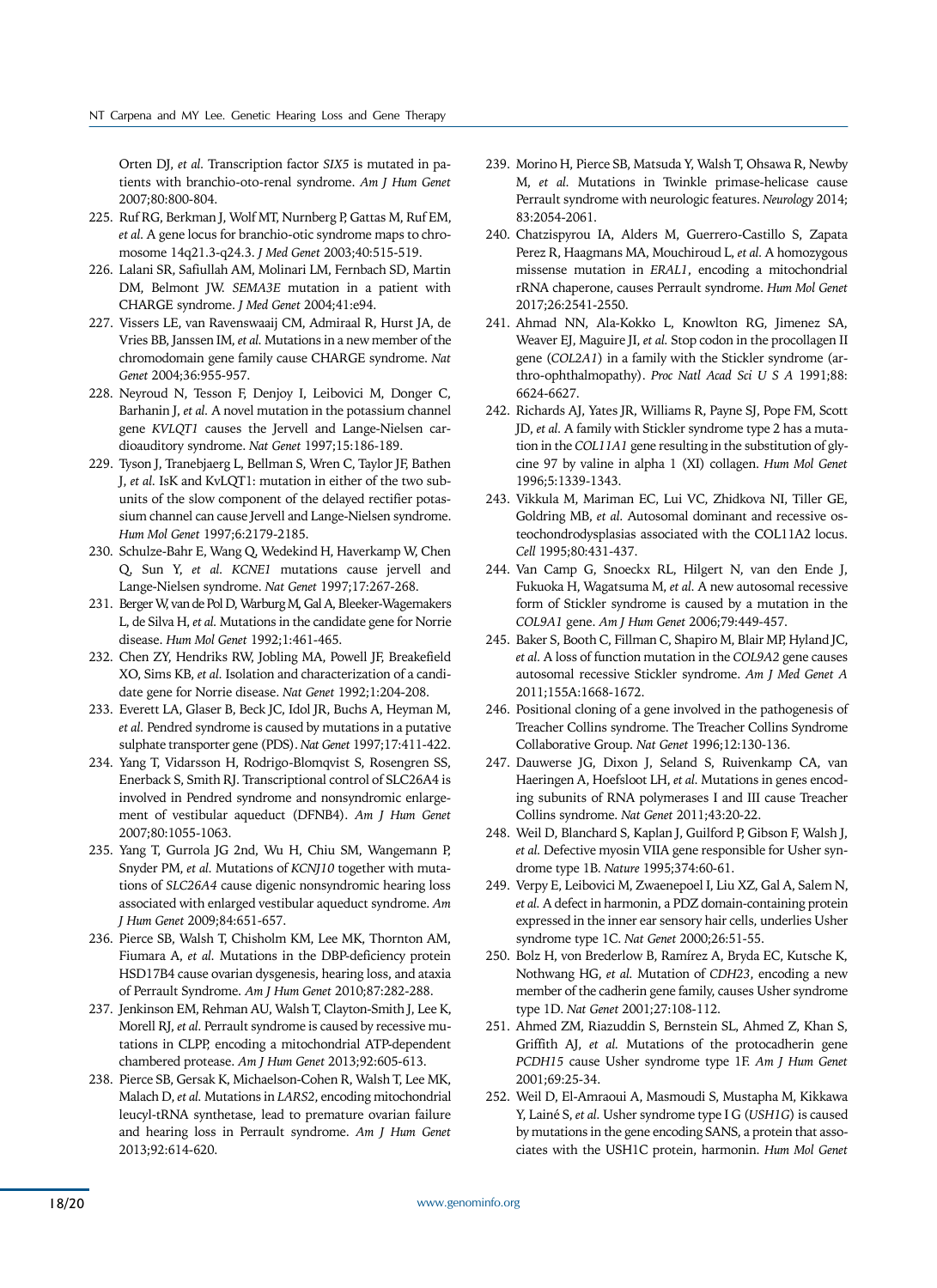Orten DJ, *et al.* Transcription factor *SIX5* is mutated in patients with branchio-oto-renal syndrome. *Am J Hum Genet* 2007;80:800-804.

225. Ruf RG, Berkman J, Wolf MT, Nurnberg P, Gattas M, Ruf EM, *et al.* A gene locus for branchio-otic syndrome maps to chromosome 14q21.3-q24.3. *J Med Genet* 2003;40:515-519.
226. Lalani SR, Safiullah AM, Molinari LM, Fernbach SD, Martin DM, Belmont JW. *SEMA3E* mutation in a patient with CHARGE syndrome. *J Med Genet* 2004;41:e94.
227. Vissers LE, van Ravenswaaij CM, Admiraal R, Hurst JA, de Vries BB, Janssen IM, *et al.* Mutations in a new member of the chromodomain gene family cause CHARGE syndrome. *Nat Genet* 2004;36:955-957.
228. Neyroud N, Tesson F, Denjoy I, Leibovici M, Donger C, Barhanin J, *et al.* A novel mutation in the potassium channel gene *KVLQT1* causes the Jervell and Lange-Nielsen cardioauditory syndrome. *Nat Genet* 1997;15:186-189.
229. Tyson J, Tranebjaerg L, Bellman S, Wren C, Taylor JF, Bathen J, *et al.* IsK and KvLQT1: mutation in either of the two subunits of the slow component of the delayed rectifier potassium channel can cause Jervell and Lange-Nielsen syndrome. *Hum Mol Genet* 1997;6:2179-2185.
230. Schulze-Bahr E, Wang Q, Wedekind H, Haverkamp W, Chen Q, Sun Y, *et al.* *KCNE1* mutations cause jervell and Lange-Nielsen syndrome. *Nat Genet* 1997;17:267-268.
231. Berger W, van de Pol D, Warburg M, Gal A, Bleeker-Wagemakers L, de Silva H, *et al.* Mutations in the candidate gene for Norrie disease. *Hum Mol Genet* 1992;1:461-465.
232. Chen ZY, Hendriks RW, Jobling MA, Powell JF, Breakefield XO, Sims KB, *et al.* Isolation and characterization of a candidate gene for Norrie disease. *Nat Genet* 1992;1:204-208.
233. Everett LA, Glaser B, Beck JC, Idol JR, Buchs A, Heyman M, *et al.* Pendred syndrome is caused by mutations in a putative sulphate transporter gene (PDS). *Nat Genet* 1997;17:411-422.
234. Yang T, Vidarsson H, Rodrigo-Blomqvist S, Rosengren SS, Enerback S, Smith RJ. Transcriptional control of SLC26A4 is involved in Pendred syndrome and nonsyndromic enlargement of vestibular aqueduct (DFNB4). *Am J Hum Genet* 2007;80:1055-1063.
235. Yang T, Gurrola JG 2nd, Wu H, Chiu SM, Wangemann P, Snyder PM, *et al.* Mutations of *KCNJ10* together with mutations of *SLC26A4* cause digenic nonsyndromic hearing loss associated with enlarged vestibular aqueduct syndrome. *Am J Hum Genet* 2009;84:651-657.
236. Pierce SB, Walsh T, Chisholm KM, Lee MK, Thornton AM, Fiumara A, *et al.* Mutations in the DBP-deficiency protein HSD17B4 cause ovarian dysgenesis, hearing loss, and ataxia of Perrault Syndrome. *Am J Hum Genet* 2010;87:282-288.
237. Jenkinson EM, Rehman AU, Walsh T, Clayton-Smith J, Lee K, Morell RJ, *et al.* Perrault syndrome is caused by recessive mutations in CLPP, encoding a mitochondrial ATP-dependent chambered protease. *Am J Hum Genet* 2013;92:605-613.
238. Pierce SB, Gersak K, Michaelson-Cohen R, Walsh T, Lee MK, Malach D, *et al.* Mutations in *LARS2*, encoding mitochondrial leucyl-tRNA synthetase, lead to premature ovarian failure and hearing loss in Perrault syndrome. *Am J Hum Genet* 2013;92:614-620.
239. Morino H, Pierce SB, Matsuda Y, Walsh T, Ohsawa R, Newby M, *et al.* Mutations in Twinkle primase-helicase cause Perrault syndrome with neurologic features. *Neurology* 2014; 83:2054-2061.
240. Chatzispyrou IA, Alders M, Guerrero-Castillo S, Zapata Perez R, Haagmans MA, Mouchiroud L, *et al.* A homozygous missense mutation in *ERAL1*, encoding a mitochondrial rRNA chaperone, causes Perrault syndrome. *Hum Mol Genet* 2017;26:2541-2550.
241. Ahmad NN, Ala-Kokko L, Knowlton RG, Jimenez SA, Weaver EJ, Maguire JI, *et al.* Stop codon in the procollagen II gene (*COL2A1*) in a family with the Stickler syndrome (arthro-ophthalmopathy). *Proc Natl Acad Sci U S A* 1991;88: 6624-6627.
242. Richards AJ, Yates JR, Williams R, Payne SJ, Pope FM, Scott JD, *et al.* A family with Stickler syndrome type 2 has a mutation in the *COL11A1* gene resulting in the substitution of glycine 97 by valine in alpha 1 (XI) collagen. *Hum Mol Genet* 1996;5:1339-1343.
243. Vikkula M, Mariman EC, Lui VC, Zhidkova NI, Tiller GE, Goldring MB, *et al.* Autosomal dominant and recessive osteochondrodysplasias associated with the COL11A2 locus. *Cell* 1995;80:431-437.
244. Van Camp G, Snoeckx RL, Hilgert N, van den Ende J, Fukuoka H, Wagatsuma M, *et al.* A new autosomal recessive form of Stickler syndrome is caused by a mutation in the *COL9A1* gene. *Am J Hum Genet* 2006;79:449-457.
245. Baker S, Booth C, Fillman C, Shapiro M, Blair MP, Hyland JC, *et al.* A loss of function mutation in the *COL9A2* gene causes autosomal recessive Stickler syndrome. *Am J Med Genet A* 2011;155A:1668-1672.
246. Positional cloning of a gene involved in the pathogenesis of Treacher Collins syndrome. The Treacher Collins Syndrome Collaborative Group. *Nat Genet* 1996;12:130-136.
247. Dauwerse JG, Dixon J, Seland S, Ruivenkamp CA, van Haeringen A, Hoefsloot LH, *et al.* Mutations in genes encoding subunits of RNA polymerases I and III cause Treacher Collins syndrome. *Nat Genet* 2011;43:20-22.
248. Weil D, Blanchard S, Kaplan J, Guilford P, Gibson F, Walsh J, *et al.* Defective myosin VIIA gene responsible for Usher syndrome type 1B. *Nature* 1995;374:60-61.
249. Verpy E, Leibovici M, Zwaenepoel I, Liu XZ, Gal A, Salem N, *et al.* A defect in harmonin, a PDZ domain-containing protein expressed in the inner ear sensory hair cells, underlies Usher syndrome type 1C. *Nat Genet* 2000;26:51-55.
250. Bolz H, von Brederlow B, Ramírez A, Bryda EC, Kutsche K, Nothwang HG, *et al.* Mutation of *CDH23*, encoding a new member of the cadherin gene family, causes Usher syndrome type 1D. *Nat Genet* 2001;27:108-112.
251. Ahmed ZM, Riazuddin S, Bernstein SL, Ahmed Z, Khan S, Griffith AJ, *et al.* Mutations of the protocadherin gene *PCDH15* cause Usher syndrome type 1F. *Am J Hum Genet* 2001;69:25-34.
252. Weil D, El-Amraoui A, Masmoudi S, Mustapha M, Kikkawa Y, Lainé S, *et al.* Usher syndrome type I G (*USH1G*) is caused by mutations in the gene encoding SANS, a protein that associates with the USH1C protein, harmonin. *Hum Mol Genet*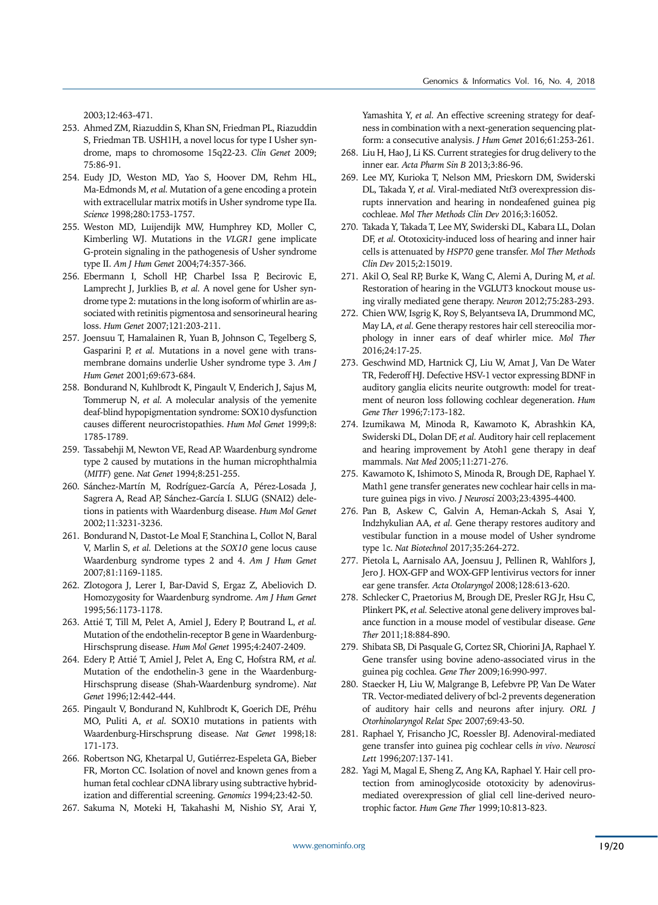2003;12:463-471.

253. Ahmed ZM, Riazuddin S, Khan SN, Friedman PL, Riazuddin S, Friedman TB. USH1H, a novel locus for type I Usher syndrome, maps to chromosome 15q22-23. *Clin Genet* 2009; 75:86-91.
254. Eudy JD, Weston MD, Yao S, Hoover DM, Rehm HL, Ma-Edmonds M, *et al.* Mutation of a gene encoding a protein with extracellular matrix motifs in Usher syndrome type IIa. *Science* 1998;280:1753-1757.
255. Weston MD, Luijendijk MW, Humphrey KD, Moller C, Kimberling WJ. Mutations in the *VLGR1* gene implicate G-protein signaling in the pathogenesis of Usher syndrome type II. *Am J Hum Genet* 2004;74:357-366.
256. Ebermann I, Scholl HP, Charbel Issa P, Becirovic E, Lamprecht J, Jurklies B, *et al.* A novel gene for Usher syndrome type 2: mutations in the long isoform of whirlin are associated with retinitis pigmentosa and sensorineural hearing loss. *Hum Genet* 2007;121:203-211.
257. Joensuu T, Hamalainen R, Yuan B, Johnson C, Tegelberg S, Gasparini P, *et al.* Mutations in a novel gene with transmembrane domains underlie Usher syndrome type 3. *Am J Hum Genet* 2001;69:673-684.
258. Bondurand N, Kuhlbrodt K, Pingault V, Enderich J, Sajus M, Tommerup N, *et al.* A molecular analysis of the yemenite deaf-blind hypopigmentation syndrome: SOX10 dysfunction causes different neurocristopathies. *Hum Mol Genet* 1999;8: 1785-1789.
259. Tassabehji M, Newton VE, Read AP. Waardenburg syndrome type 2 caused by mutations in the human microphthalmia (*MITF*) gene. *Nat Genet* 1994;8:251-255.
260. Sánchez-Martín M, Rodríguez-García A, Pérez-Losada J, Sagrera A, Read AP, Sánchez-García I. SLUG (SNAI2) deletions in patients with Waardenburg disease. *Hum Mol Genet* 2002;11:3231-3236.
261. Bondurand N, Dastot-Le Moal F, Stanchina L, Collot N, Baral V, Marlin S, *et al.* Deletions at the *SOX10* gene locus cause Waardenburg syndrome types 2 and 4. *Am J Hum Genet* 2007;81:1169-1185.
262. Zlotogora J, Lerer I, Bar-David S, Ergaz Z, Abeliovich D. Homozygosity for Waardenburg syndrome. *Am J Hum Genet* 1995;56:1173-1178.
263. Attié T, Till M, Pelet A, Amiel J, Edery P, Boutrand L, *et al.* Mutation of the endothelin-receptor B gene in Waardenburg-Hirschsprung disease. *Hum Mol Genet* 1995;4:2407-2409.
264. Edery P, Attié T, Amiel J, Pelet A, Eng C, Hofstra RM, *et al.* Mutation of the endothelin-3 gene in the Waardenburg-Hirschsprung disease (Shah-Waardenburg syndrome). *Nat Genet* 1996;12:442-444.
265. Pingault V, Bondurand N, Kuhlbrodt K, Goerich DE, Préhu MO, Puliti A, *et al.* SOX10 mutations in patients with Waardenburg-Hirschsprung disease. *Nat Genet* 1998;18: 171-173.
266. Robertson NG, Khetarpal U, Gutiérrez-Espeleta GA, Bieber FR, Morton CC. Isolation of novel and known genes from a human fetal cochlear cDNA library using subtractive hybridization and differential screening. *Genomics* 1994;23:42-50.
267. Sakuma N, Moteki H, Takahashi M, Nishio SY, Arai Y, Yamashita Y, *et al.* An effective screening strategy for deafness in combination with a next-generation sequencing platform: a consecutive analysis. *J Hum Genet* 2016;61:253-261.
268. Liu H, Hao J, Li KS. Current strategies for drug delivery to the inner ear. *Acta Pharm Sin B* 2013;3:86-96.
269. Lee MY, Kurioka T, Nelson MM, Prieskorn DM, Swiderski DL, Takada Y, *et al.* Viral-mediated Ntf3 overexpression disrupts innervation and hearing in nondeafened guinea pig cochleae. *Mol Ther Methods Clin Dev* 2016;3:16052.
270. Takada Y, Takada T, Lee MY, Swiderski DL, Kabara LL, Dolan DF, *et al.* Ototoxicity-induced loss of hearing and inner hair cells is attenuated by *HSP70* gene transfer. *Mol Ther Methods Clin Dev* 2015;2:15019.
271. Akil O, Seal RP, Burke K, Wang C, Alemi A, During M, *et al.* Restoration of hearing in the VGLUT3 knockout mouse using virally mediated gene therapy. *Neuron* 2012;75:283-293.
272. Chien WW, Isgrig K, Roy S, Belyantseva IA, Drummond MC, May LA, *et al.* Gene therapy restores hair cell stereocilia morphology in inner ears of deaf whirler mice. *Mol Ther* 2016;24:17-25.
273. Geschwind MD, Hartnick CJ, Liu W, Amat J, Van De Water TR, Federoff HJ. Defective HSV-1 vector expressing BDNF in auditory ganglia elicits neurite outgrowth: model for treatment of neuron loss following cochlear degeneration. *Hum Gene Ther* 1996;7:173-182.
274. Izumikawa M, Minoda R, Kawamoto K, Abrashkin KA, Swiderski DL, Dolan DF, *et al.* Auditory hair cell replacement and hearing improvement by Atoh1 gene therapy in deaf mammals. *Nat Med* 2005;11:271-276.
275. Kawamoto K, Ishimoto S, Minoda R, Brough DE, Raphael Y. Math1 gene transfer generates new cochlear hair cells in mature guinea pigs in vivo. *J Neurosci* 2003;23:4395-4400.
276. Pan B, Askew C, Galvin A, Heman-Ackah S, Asai Y, Indzhykulian AA, *et al.* Gene therapy restores auditory and vestibular function in a mouse model of Usher syndrome type 1c. *Nat Biotechnol* 2017;35:264-272.
277. Pietola L, Aarnisalo AA, Joensuu J, Pellinen R, Wahlfors J, Jero J. HOX-GFP and WOX-GFP lentivirus vectors for inner ear gene transfer. *Acta Otolaryngol* 2008;128:613-620.
278. Schlecker C, Praetorius M, Brough DE, Presler RG Jr, Hsu C, Plinkert PK, *et al.* Selective atonal gene delivery improves balance function in a mouse model of vestibular disease. *Gene Ther* 2011;18:884-890.
279. Shibata SB, Di Pasquale G, Cortez SR, Chiorini JA, Raphael Y. Gene transfer using bovine adeno-associated virus in the guinea pig cochlea. *Gene Ther* 2009;16:990-997.
280. Staecker H, Liu W, Malgrange B, Lefebvre PP, Van De Water TR. Vector-mediated delivery of bcl-2 prevents degeneration of auditory hair cells and neurons after injury. *ORL J Otorhinolaryngol Relat Spec* 2007;69:43-50.
281. Raphael Y, Frisancho JC, Roessler BJ. Adenoviral-mediated gene transfer into guinea pig cochlear cells *in vivo*. *Neurosci Lett* 1996;207:137-141.
282. Yagi M, Magal E, Sheng Z, Ang KA, Raphael Y. Hair cell protection from aminoglycoside ototoxicity by adenovirus-mediated overexpression of glial cell line-derived neurotrophic factor. *Hum Gene Ther* 1999;10:813-823.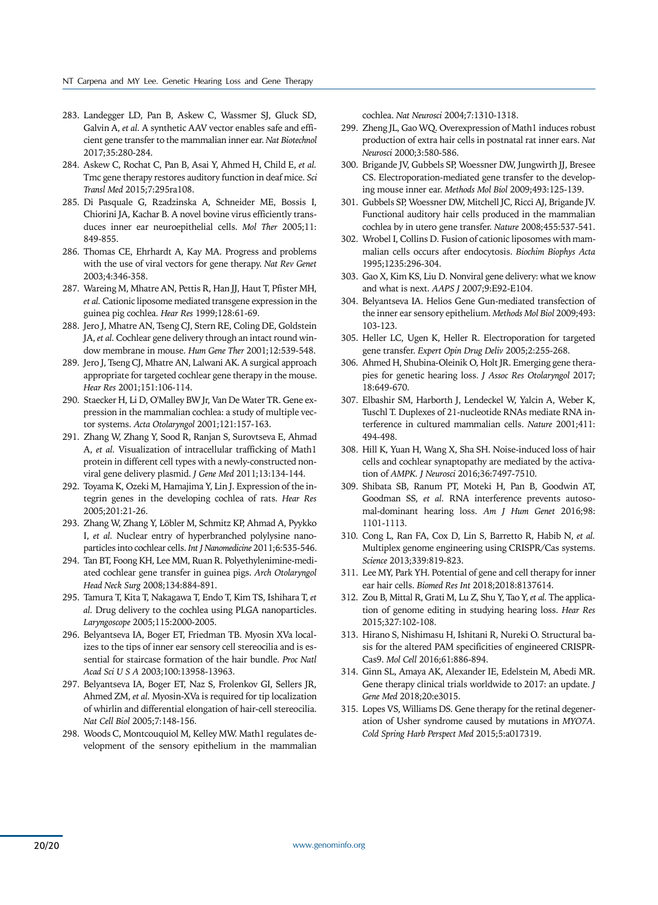283. Landegger LD, Pan B, Askew C, Wassmer SJ, Gluck SD, Galvin A, *et al.* A synthetic AAV vector enables safe and efficient gene transfer to the mammalian inner ear. *Nat Biotechnol* 2017;35:280-284.
284. Askew C, Rochat C, Pan B, Asai Y, Ahmed H, Child E, *et al.* Tmc gene therapy restores auditory function in deaf mice. *Sci Transl Med* 2015;7:295ra108.
285. Di Pasquale G, Rzadzinska A, Schneider ME, Bossis I, Chiorini JA, Kachar B. A novel bovine virus efficiently transduces inner ear neuroepithelial cells. *Mol Ther* 2005;11: 849-855.
286. Thomas CE, Ehrhardt A, Kay MA. Progress and problems with the use of viral vectors for gene therapy. *Nat Rev Genet* 2003;4:346-358.
287. Wareing M, Mhatre AN, Pettis R, Han JJ, Haut T, Pfister MH, *et al.* Cationic liposome mediated transgene expression in the guinea pig cochlea. *Hear Res* 1999;128:61-69.
288. Jero J, Mhatre AN, Tseng CJ, Stern RE, Coling DE, Goldstein JA, *et al.* Cochlear gene delivery through an intact round window membrane in mouse. *Hum Gene Ther* 2001;12:539-548.
289. Jero J, Tseng CJ, Mhatre AN, Lalwani AK. A surgical approach appropriate for targeted cochlear gene therapy in the mouse. *Hear Res* 2001;151:106-114.
290. Staecker H, Li D, O'Malley BW Jr, Van De Water TR. Gene expression in the mammalian cochlea: a study of multiple vector systems. *Acta Otolaryngol* 2001;121:157-163.
291. Zhang W, Zhang Y, Sood R, Ranjan S, Surovtseva E, Ahmad A, *et al.* Visualization of intracellular trafficking of Math1 protein in different cell types with a newly-constructed nonviral gene delivery plasmid. *J Gene Med* 2011;13:134-144.
292. Toyama K, Ozeki M, Hamajima Y, Lin J. Expression of the integrin genes in the developing cochlea of rats. *Hear Res* 2005;201:21-26.
293. Zhang W, Zhang Y, Löbler M, Schmitz KP, Ahmad A, Pyykko I, *et al.* Nuclear entry of hyperbranched polylysine nanoparticles into cochlear cells. *Int J Nanomedicine* 2011;6:535-546.
294. Tan BT, Foong KH, Lee MM, Ruan R. Polyethylenimine-mediated cochlear gene transfer in guinea pigs. *Arch Otolaryngol Head Neck Surg* 2008;134:884-891.
295. Tamura T, Kita T, Nakagawa T, Endo T, Kim TS, Ishihara T, *et al.* Drug delivery to the cochlea using PLGA nanoparticles. *Laryngoscope* 2005;115:2000-2005.
296. Belyantseva IA, Boger ET, Friedman TB. Myosin XVa localizes to the tips of inner ear sensory cell stereocilia and is essential for staircase formation of the hair bundle. *Proc Natl Acad Sci U S A* 2003;100:13958-13963.
297. Belyantseva IA, Boger ET, Naz S, Frolenkov GI, Sellers JR, Ahmed ZM, *et al.* Myosin-XVa is required for tip localization of whirlin and differential elongation of hair-cell stereocilia. *Nat Cell Biol* 2005;7:148-156.
298. Woods C, Montcouquiol M, Kelley MW. Math1 regulates development of the sensory epithelium in the mammalian cochlea. *Nat Neurosci* 2004;7:1310-1318.
299. Zheng JL, Gao WQ. Overexpression of Math1 induces robust production of extra hair cells in postnatal rat inner ears. *Nat Neurosci* 2000;3:580-586.
300. Brigande JV, Gubbels SP, Woessner DW, Jungwirth JJ, Bresee CS. Electroporation-mediated gene transfer to the developing mouse inner ear. *Methods Mol Biol* 2009;493:125-139.
301. Gubbels SP, Woessner DW, Mitchell JC, Ricci AJ, Brigande JV. Functional auditory hair cells produced in the mammalian cochlea by in utero gene transfer. *Nature* 2008;455:537-541.
302. Wrobel I, Collins D. Fusion of cationic liposomes with mammalian cells occurs after endocytosis. *Biochim Biophys Acta* 1995;1235:296-304.
303. Gao X, Kim KS, Liu D. Nonviral gene delivery: what we know and what is next. *AAPS J* 2007;9:E92-E104.
304. Belyantseva IA. Helios Gene Gun-mediated transfection of the inner ear sensory epithelium. *Methods Mol Biol* 2009;493: 103-123.
305. Heller LC, Ugen K, Heller R. Electroporation for targeted gene transfer. *Expert Opin Drug Deliv* 2005;2:255-268.
306. Ahmed H, Shubina-Oleinik O, Holt JR. Emerging gene therapies for genetic hearing loss. *J Assoc Res Otolaryngol* 2017; 18:649-670.
307. Elbashir SM, Harborth J, Lendeckel W, Yalcin A, Weber K, Tuschl T. Duplexes of 21-nucleotide RNAs mediate RNA interference in cultured mammalian cells. *Nature* 2001;411: 494-498.
308. Hill K, Yuan H, Wang X, Sha SH. Noise-induced loss of hair cells and cochlear synaptopathy are mediated by the activation of *AMPK*. *J Neurosci* 2016;36:7497-7510.
309. Shibata SB, Ranum PT, Moteki H, Pan B, Goodwin AT, Goodman SS, *et al.* RNA interference prevents autosomal-dominant hearing loss. *Am J Hum Genet* 2016;98: 1101-1113.
310. Cong L, Ran FA, Cox D, Lin S, Barretto R, Habib N, *et al.* Multiplex genome engineering using CRISPR/Cas systems. *Science* 2013;339:819-823.
311. Lee MY, Park YH. Potential of gene and cell therapy for inner ear hair cells. *Biomed Res Int* 2018;2018:8137614.
312. Zou B, Mittal R, Grati M, Lu Z, Shu Y, Tao Y, *et al.* The application of genome editing in studying hearing loss. *Hear Res* 2015;327:102-108.
313. Hirano S, Nishimasu H, Ishitani R, Nureki O. Structural basis for the altered PAM specificities of engineered CRISPR-Cas9. *Mol Cell* 2016;61:886-894.
314. Ginn SL, Amaya AK, Alexander IE, Edelstein M, Abedi MR. Gene therapy clinical trials worldwide to 2017: an update. *J Gene Med* 2018;20:e3015.
315. Lopes VS, Williams DS. Gene therapy for the retinal degeneration of Usher syndrome caused by mutations in *MYO7A*. *Cold Spring Harb Perspect Med* 2015;5:a017319.